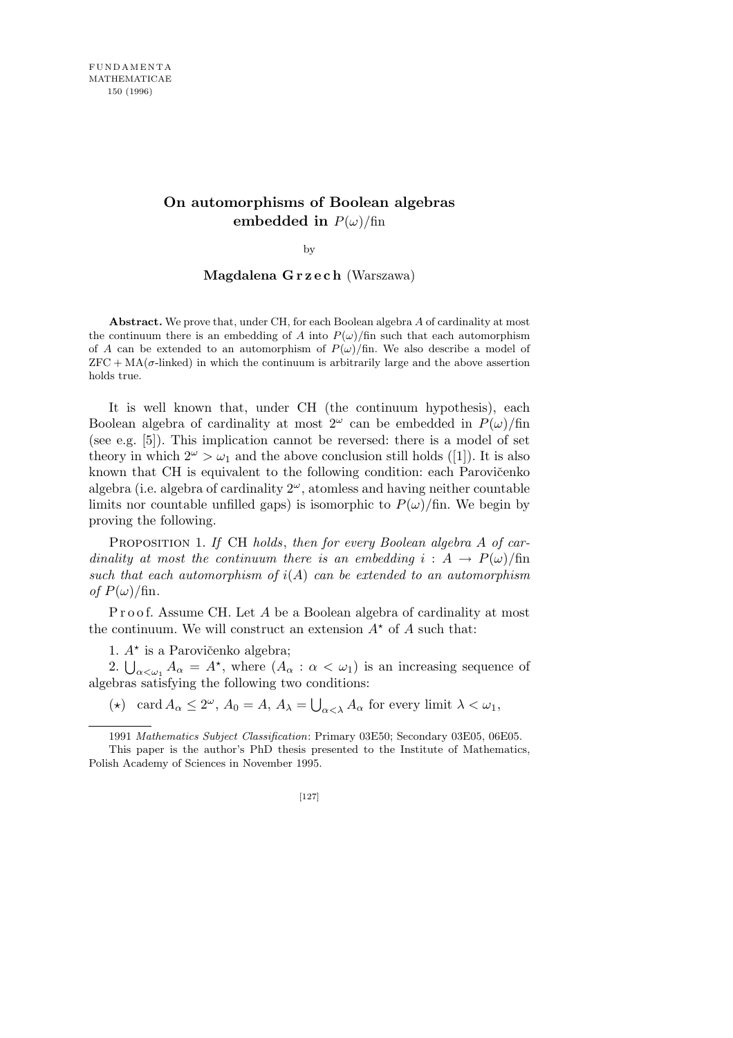# On automorphisms of Boolean algebras embedded in $P(\omega)/\mathrm{fin}$

by

**Magdalena Grzech** (Warszawa)

**Abstract.** We prove that, under CH, for each Boolean algebra $A$ of cardinality at most the continuum there is an embedding of $A$ into $P(\omega)/\mathrm{fin}$ such that each automorphism of $A$ can be extended to an automorphism of $P(\omega)/\mathrm{fin}$. We also describe a model of $\mathrm{ZFC} + \mathrm{MA}(\sigma\text{-linked})$ in which the continuum is arbitrarily large and the above assertion holds true.

It is well known that, under CH (the continuum hypothesis), each Boolean algebra of cardinality at most $2^\omega$ can be embedded in $P(\omega)/\mathrm{fin}$ (see e.g. [5]). This implication cannot be reversed: there is a model of set theory in which $2^\omega > \omega_1$ and the above conclusion still holds ([1]). It is also known that CH is equivalent to the following condition: each Parovičenko algebra (i.e. algebra of cardinality $2^\omega$, atomless and having neither countable limits nor countable unfilled gaps) is isomorphic to $P(\omega)/\mathrm{fin}$. We begin by proving the following.

Proposition 1. *If* CH *holds*, *then for every Boolean algebra $A$ of cardinality at most the continuum there is an embedding $i : A \to P(\omega)/\mathrm{fin}$ such that each automorphism of $i(A)$ can be extended to an automorphism of $P(\omega)/\mathrm{fin}$.*

Proof. Assume CH. Let $A$ be a Boolean algebra of cardinality at most the continuum. We will construct an extension $A^\star$ of $A$ such that:

1. $A^\star$ is a Parovičenko algebra;

2. $\bigcup_{\alpha<\omega_1} A_\alpha = A^\star$, where $(A_\alpha : \alpha < \omega_1)$ is an increasing sequence of algebras satisfying the following two conditions:

($\star$) $\mathrm{card}\, A_\alpha \le 2^\omega$, $A_0 = A$, $A_\lambda = \bigcup_{\alpha<\lambda} A_\alpha$ for every limit $\lambda < \omega_1$,

1991 *Mathematics Subject Classification*: Primary 03E50; Secondary 03E05, 06E05.

This paper is the author's PhD thesis presented to the Institute of Mathematics, Polish Academy of Sciences in November 1995.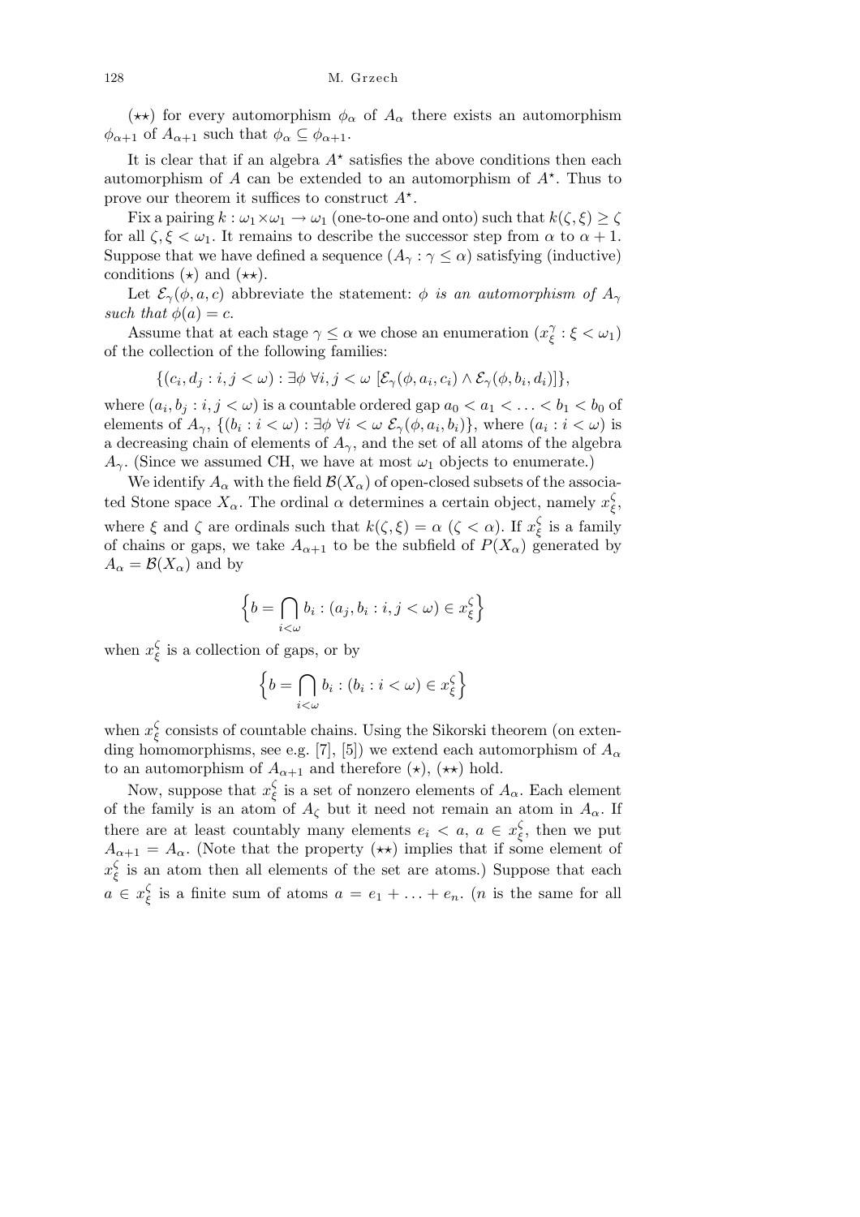($\star\star$) for every automorphism $\phi_\alpha$ of $A_\alpha$ there exists an automorphism $\phi_{\alpha+1}$ of $A_{\alpha+1}$ such that $\phi_\alpha \subseteq \phi_{\alpha+1}$.

It is clear that if an algebra $A^\star$ satisfies the above conditions then each automorphism of $A$ can be extended to an automorphism of $A^\star$. Thus to prove our theorem it suffices to construct $A^\star$.

Fix a pairing $k : \omega_1 \times \omega_1 \to \omega_1$ (one-to-one and onto) such that $k(\zeta, \xi) \geq \zeta$ for all $\zeta, \xi < \omega_1$. It remains to describe the successor step from $\alpha$ to $\alpha + 1$. Suppose that we have defined a sequence $(A_\gamma : \gamma \leq \alpha)$ satisfying (inductive) conditions ($\star$) and ($\star\star$).

Let $\mathcal{E}_\gamma(\phi, a, c)$ abbreviate the statement: *$\phi$ is an automorphism of $A_\gamma$ such that $\phi(a) = c$.*

Assume that at each stage $\gamma \leq \alpha$ we chose an enumeration $(x^\gamma_\xi : \xi < \omega_1)$ of the collection of the following families:

$$\{(c_i, d_j : i, j < \omega) : \exists \phi \; \forall i, j < \omega \; [\mathcal{E}_\gamma(\phi, a_i, c_i) \wedge \mathcal{E}_\gamma(\phi, b_i, d_i)]\},$$

where $(a_i, b_j : i, j < \omega)$ is a countable ordered gap $a_0 < a_1 < \ldots < b_1 < b_0$ of elements of $A_\gamma$, $\{(b_i : i < \omega) : \exists \phi \; \forall i < \omega \; \mathcal{E}_\gamma(\phi, a_i, b_i)\}$, where $(a_i : i < \omega)$ is a decreasing chain of elements of $A_\gamma$, and the set of all atoms of the algebra $A_\gamma$. (Since we assumed CH, we have at most $\omega_1$ objects to enumerate.)

We identify $A_\alpha$ with the field $\mathcal{B}(X_\alpha)$ of open-closed subsets of the associated Stone space $X_\alpha$. The ordinal $\alpha$ determines a certain object, namely $x^\zeta_\xi$, where $\xi$ and $\zeta$ are ordinals such that $k(\zeta, \xi) = \alpha$ ($\zeta < \alpha$). If $x^\zeta_\xi$ is a family of chains or gaps, we take $A_{\alpha+1}$ to be the subfield of $P(X_\alpha)$ generated by $A_\alpha = \mathcal{B}(X_\alpha)$ and by

$$\Big\{ b = \bigcap_{i<\omega} b_i : (a_j, b_i : i, j < \omega) \in x^\zeta_\xi \Big\}$$

when $x^\zeta_\xi$ is a collection of gaps, or by

$$\Big\{ b = \bigcap_{i<\omega} b_i : (b_i : i < \omega) \in x^\zeta_\xi \Big\}$$

when $x^\zeta_\xi$ consists of countable chains. Using the Sikorski theorem (on extending homomorphisms, see e.g. [7], [5]) we extend each automorphism of $A_\alpha$ to an automorphism of $A_{\alpha+1}$ and therefore ($\star$), ($\star\star$) hold.

Now, suppose that $x^\zeta_\xi$ is a set of nonzero elements of $A_\alpha$. Each element of the family is an atom of $A_\zeta$ but it need not remain an atom in $A_\alpha$. If there are at least countably many elements $e_i < a$, $a \in x^\zeta_\xi$, then we put $A_{\alpha+1} = A_\alpha$. (Note that the property ($\star\star$) implies that if some element of $x^\zeta_\xi$ is an atom then all elements of the set are atoms.) Suppose that each $a \in x^\zeta_\xi$ is a finite sum of atoms $a = e_1 + \ldots + e_n$. ($n$ is the same for all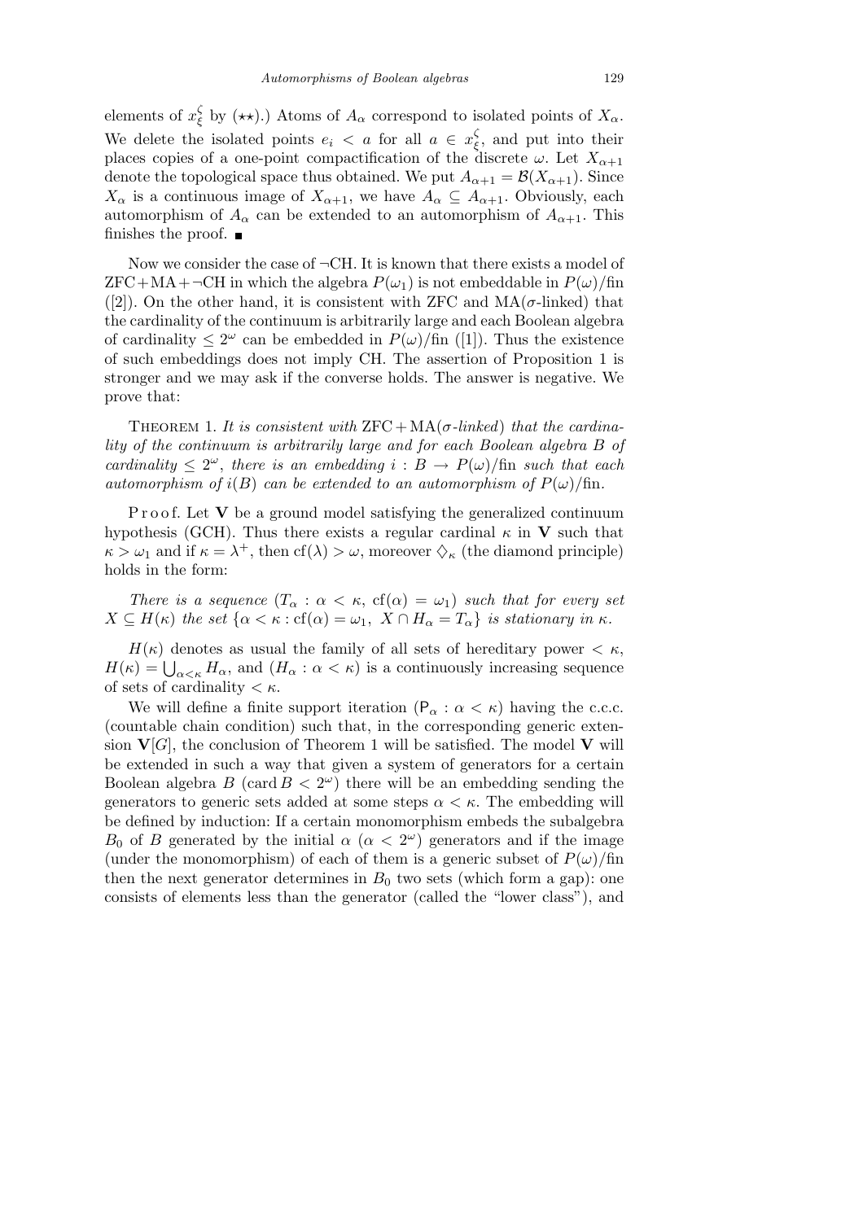elements of $x^\zeta_\xi$ by $(\star\star)$.) Atoms of $A_\alpha$ correspond to isolated points of $X_\alpha$. We delete the isolated points $e_i < a$ for all $a \in x^\zeta_\xi$, and put into their places copies of a one-point compactification of the discrete $\omega$. Let $X_{\alpha+1}$ denote the topological space thus obtained. We put $A_{\alpha+1} = \mathcal{B}(X_{\alpha+1})$. Since $X_\alpha$ is a continuous image of $X_{\alpha+1}$, we have $A_\alpha \subseteq A_{\alpha+1}$. Obviously, each automorphism of $A_\alpha$ can be extended to an automorphism of $A_{\alpha+1}$. This finishes the proof. ∎

Now we consider the case of ¬CH. It is known that there exists a model of ZFC+MA+¬CH in which the algebra $P(\omega_1)$ is not embeddable in $P(\omega)/\mathrm{fin}$ ([2]). On the other hand, it is consistent with ZFC and MA($\sigma$-linked) that the cardinality of the continuum is arbitrarily large and each Boolean algebra of cardinality $\leq 2^\omega$ can be embedded in $P(\omega)/\mathrm{fin}$ ([1]). Thus the existence of such embeddings does not imply CH. The assertion of Proposition 1 is stronger and we may ask if the converse holds. The answer is negative. We prove that:

Theorem 1. *It is consistent with* ZFC + MA($\sigma$-*linked*) *that the cardinality of the continuum is arbitrarily large and for each Boolean algebra $B$ of cardinality $\leq 2^\omega$, there is an embedding $i : B \to P(\omega)/\mathrm{fin}$ such that each automorphism of $i(B)$ can be extended to an automorphism of $P(\omega)/\mathrm{fin}$.*

Proof. Let $\mathbf{V}$ be a ground model satisfying the generalized continuum hypothesis (GCH). Thus there exists a regular cardinal $\kappa$ in $\mathbf{V}$ such that $\kappa > \omega_1$ and if $\kappa = \lambda^+$, then $\mathrm{cf}(\lambda) > \omega$, moreover $\diamondsuit_\kappa$ (the diamond principle) holds in the form:

*There is a sequence $(T_\alpha : \alpha < \kappa,\ \mathrm{cf}(\alpha) = \omega_1)$ such that for every set $X \subseteq H(\kappa)$ the set $\{\alpha < \kappa : \mathrm{cf}(\alpha) = \omega_1,\ X \cap H_\alpha = T_\alpha\}$ is stationary in $\kappa$.*

$H(\kappa)$ denotes as usual the family of all sets of hereditary power $< \kappa$, $H(\kappa) = \bigcup_{\alpha<\kappa} H_\alpha$, and $(H_\alpha : \alpha < \kappa)$ is a continuously increasing sequence of sets of cardinality $< \kappa$.

We will define a finite support iteration $(\mathsf{P}_\alpha : \alpha < \kappa)$ having the c.c.c. (countable chain condition) such that, in the corresponding generic extension $\mathbf{V}[G]$, the conclusion of Theorem 1 will be satisfied. The model $\mathbf{V}$ will be extended in such a way that given a system of generators for a certain Boolean algebra $B$ ($\mathrm{card}\, B < 2^\omega$) there will be an embedding sending the generators to generic sets added at some steps $\alpha < \kappa$. The embedding will be defined by induction: If a certain monomorphism embeds the subalgebra $B_0$ of $B$ generated by the initial $\alpha$ ($\alpha < 2^\omega$) generators and if the image (under the monomorphism) of each of them is a generic subset of $P(\omega)/\mathrm{fin}$ then the next generator determines in $B_0$ two sets (which form a gap): one consists of elements less than the generator (called the "lower class"), and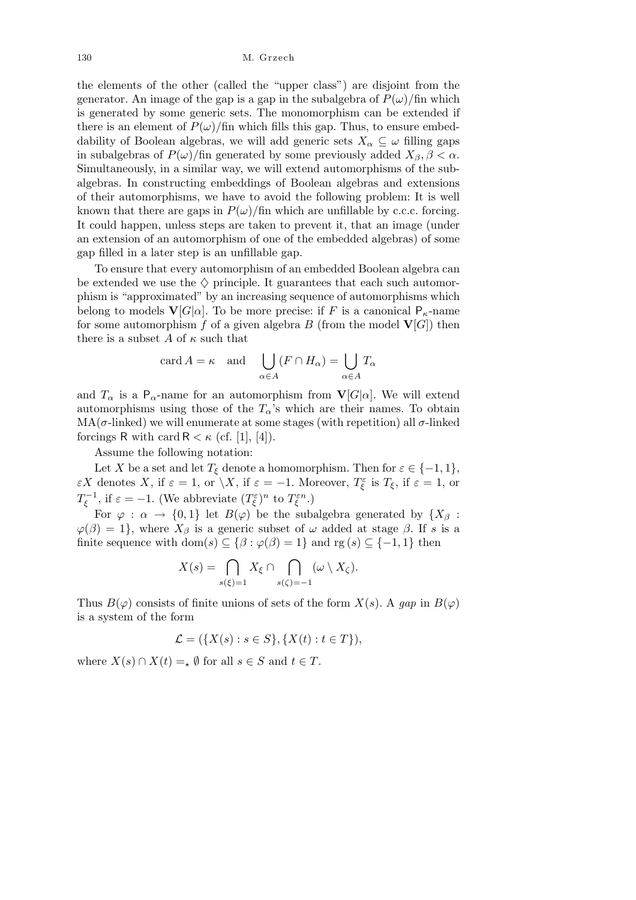the elements of the other (called the "upper class") are disjoint from the generator. An image of the gap is a gap in the subalgebra of $P(\omega)/\mathrm{fin}$ which is generated by some generic sets. The monomorphism can be extended if there is an element of $P(\omega)/\mathrm{fin}$ which fills this gap. Thus, to ensure embeddability of Boolean algebras, we will add generic sets $X_\alpha \subseteq \omega$ filling gaps in subalgebras of $P(\omega)/\mathrm{fin}$ generated by some previously added $X_\beta, \beta < \alpha$. Simultaneously, in a similar way, we will extend automorphisms of the subalgebras. In constructing embeddings of Boolean algebras and extensions of their automorphisms, we have to avoid the following problem: It is well known that there are gaps in $P(\omega)/\mathrm{fin}$ which are unfillable by c.c.c. forcing. It could happen, unless steps are taken to prevent it, that an image (under an extension of an automorphism of one of the embedded algebras) of some gap filled in a later step is an unfillable gap.

To ensure that every automorphism of an embedded Boolean algebra can be extended we use the $\diamondsuit$ principle. It guarantees that each such automorphism is "approximated" by an increasing sequence of automorphisms which belong to models $\mathbf{V}[G|\alpha]$. To be more precise: if $F$ is a canonical $\mathsf{P}_\kappa$-name for some automorphism $f$ of a given algebra $B$ (from the model $\mathbf{V}[G]$) then there is a subset $A$ of $\kappa$ such that

$$\operatorname{card} A = \kappa \quad \text{and} \quad \bigcup_{\alpha \in A} (F \cap H_\alpha) = \bigcup_{\alpha \in A} T_\alpha$$

and $T_\alpha$ is a $\mathsf{P}_\alpha$-name for an automorphism from $\mathbf{V}[G|\alpha]$. We will extend automorphisms using those of the $T_\alpha$'s which are their names. To obtain $\mathrm{MA}(\sigma\text{-linked})$ we will enumerate at some stages (with repetition) all $\sigma$-linked forcings $\mathsf{R}$ with $\operatorname{card} \mathsf{R} < \kappa$ (cf. [1], [4]).

Assume the following notation:

Let $X$ be a set and let $T_\xi$ denote a homomorphism. Then for $\varepsilon \in \{-1, 1\}$, $\varepsilon X$ denotes $X$, if $\varepsilon = 1$, or $\setminus X$, if $\varepsilon = -1$. Moreover, $T_\xi^\varepsilon$ is $T_\xi$, if $\varepsilon = 1$, or $T_\xi^{-1}$, if $\varepsilon = -1$. (We abbreviate $(T_\xi^\varepsilon)^n$ to $T_\xi^{\varepsilon n}$.)

For $\varphi : \alpha \to \{0, 1\}$ let $B(\varphi)$ be the subalgebra generated by $\{X_\beta : \varphi(\beta) = 1\}$, where $X_\beta$ is a generic subset of $\omega$ added at stage $\beta$. If $s$ is a finite sequence with $\operatorname{dom}(s) \subseteq \{\beta : \varphi(\beta) = 1\}$ and $\operatorname{rg}(s) \subseteq \{-1, 1\}$ then

$$X(s) = \bigcap_{s(\xi)=1} X_\xi \cap \bigcap_{s(\zeta)=-1} (\omega \setminus X_\zeta).$$

Thus $B(\varphi)$ consists of finite unions of sets of the form $X(s)$. A *gap* in $B(\varphi)$ is a system of the form

$$\mathcal{L} = (\{X(s) : s \in S\}, \{X(t) : t \in T\}),$$

where $X(s) \cap X(t) =_\star \emptyset$ for all $s \in S$ and $t \in T$.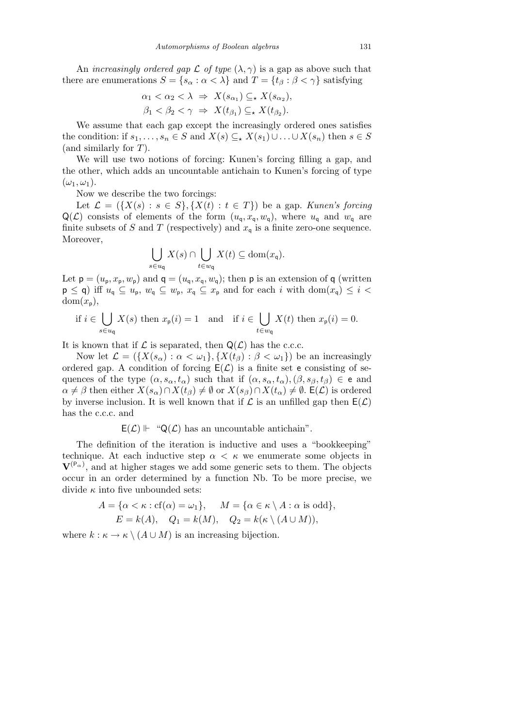An *increasingly ordered gap* $\mathcal{L}$ *of type* $(\lambda, \gamma)$ is a gap as above such that there are enumerations $S = \{s_\alpha : \alpha < \lambda\}$ and $T = \{t_\beta : \beta < \gamma\}$ satisfying

$$\alpha_1 < \alpha_2 < \lambda \ \Rightarrow \ X(s_{\alpha_1}) \subseteq_\star X(s_{\alpha_2}),$$
$$\beta_1 < \beta_2 < \gamma \ \Rightarrow \ X(t_{\beta_1}) \subseteq_\star X(t_{\beta_2}).$$

We assume that each gap except the increasingly ordered ones satisfies the condition: if $s_1, \ldots, s_n \in S$ and $X(s) \subseteq_\star X(s_1) \cup \ldots \cup X(s_n)$ then $s \in S$ (and similarly for $T$).

We will use two notions of forcing: Kunen's forcing filling a gap, and the other, which adds an uncountable antichain to Kunen's forcing of type $(\omega_1, \omega_1)$.

Now we describe the two forcings:

Let $\mathcal{L} = (\{X(s) : s \in S\}, \{X(t) : t \in T\})$ be a gap. *Kunen's forcing* $\mathsf{Q}(\mathcal{L})$ consists of elements of the form $(u_\mathsf{q}, x_\mathsf{q}, w_\mathsf{q})$, where $u_\mathsf{q}$ and $w_\mathsf{q}$ are finite subsets of $S$ and $T$ (respectively) and $x_\mathsf{q}$ is a finite zero-one sequence. Moreover,

$$\bigcup_{s \in u_\mathsf{q}} X(s) \cap \bigcup_{t \in w_\mathsf{q}} X(t) \subseteq \mathrm{dom}(x_\mathsf{q}).$$

Let $\mathsf{p} = (u_\mathsf{p}, x_\mathsf{p}, w_\mathsf{p})$ and $\mathsf{q} = (u_\mathsf{q}, x_\mathsf{q}, w_\mathsf{q})$; then $\mathsf{p}$ is an extension of $\mathsf{q}$ (written $\mathsf{p} \le \mathsf{q}$) iff $u_\mathsf{q} \subseteq u_\mathsf{p}$, $w_\mathsf{q} \subseteq w_\mathsf{p}$, $x_\mathsf{q} \subseteq x_\mathsf{p}$ and for each $i$ with $\mathrm{dom}(x_\mathsf{q}) \le i < \mathrm{dom}(x_\mathsf{p})$,

$$\text{if } i \in \bigcup_{s \in u_\mathsf{q}} X(s) \text{ then } x_\mathsf{p}(i) = 1 \quad \text{and} \quad \text{if } i \in \bigcup_{t \in w_\mathsf{q}} X(t) \text{ then } x_\mathsf{p}(i) = 0.$$

It is known that if $\mathcal{L}$ is separated, then $\mathsf{Q}(\mathcal{L})$ has the c.c.c.

Now let $\mathcal{L} = (\{X(s_\alpha) : \alpha < \omega_1\}, \{X(t_\beta) : \beta < \omega_1\})$ be an increasingly ordered gap. A condition of forcing $\mathsf{E}(\mathcal{L})$ is a finite set $\mathsf{e}$ consisting of sequences of the type $(\alpha, s_\alpha, t_\alpha)$ such that if $(\alpha, s_\alpha, t_\alpha), (\beta, s_\beta, t_\beta) \in \mathsf{e}$ and $\alpha \neq \beta$ then either $X(s_\alpha) \cap X(t_\beta) \neq \emptyset$ or $X(s_\beta) \cap X(t_\alpha) \neq \emptyset$. $\mathsf{E}(\mathcal{L})$ is ordered by inverse inclusion. It is well known that if $\mathcal{L}$ is an unfilled gap then $\mathsf{E}(\mathcal{L})$ has the c.c.c. and

$$\mathsf{E}(\mathcal{L}) \Vdash \text{“}\mathsf{Q}(\mathcal{L}) \text{ has an uncountable antichain”}.$$

The definition of the iteration is inductive and uses a "bookkeeping" technique. At each inductive step $\alpha < \kappa$ we enumerate some objects in $\mathbf{V}^{(\mathsf{P}_\alpha)}$, and at higher stages we add some generic sets to them. The objects occur in an order determined by a function Nb. To be more precise, we divide $\kappa$ into five unbounded sets:

$$A = \{\alpha < \kappa : \mathrm{cf}(\alpha) = \omega_1\}, \qquad M = \{\alpha \in \kappa \setminus A : \alpha \text{ is odd}\},$$
$$E = k(A), \quad Q_1 = k(M), \quad Q_2 = k(\kappa \setminus (A \cup M)),$$

where $k : \kappa \to \kappa \setminus (A \cup M)$ is an increasing bijection.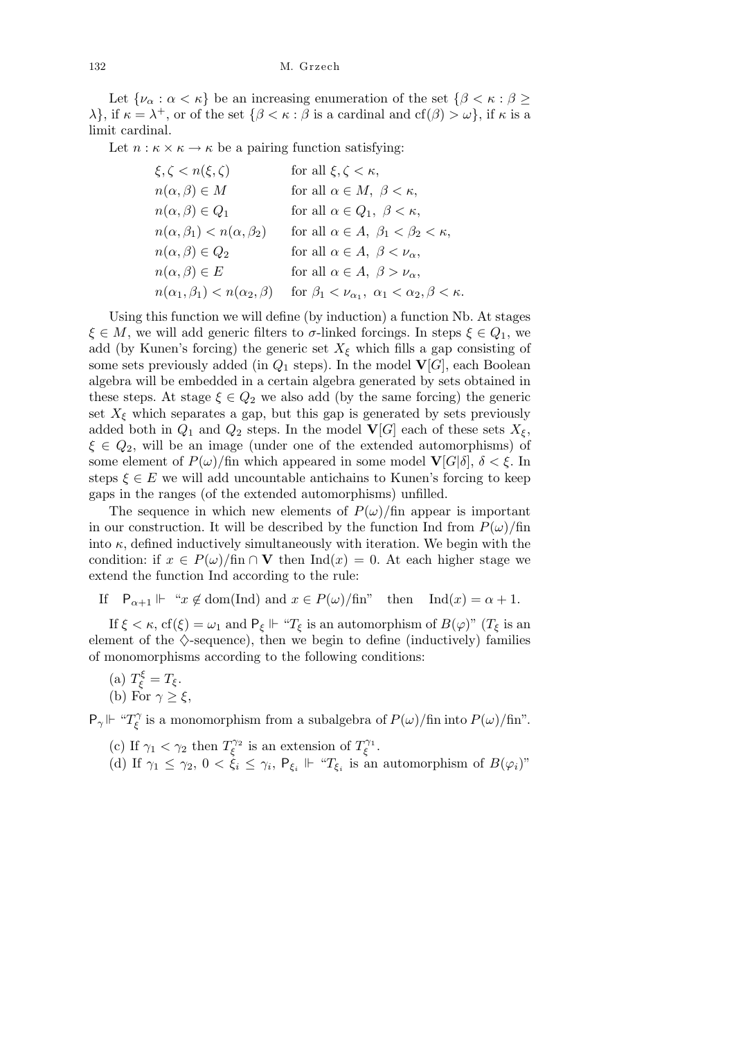Let $\{\nu_\alpha : \alpha < \kappa\}$ be an increasing enumeration of the set $\{\beta < \kappa : \beta \geq \lambda\}$, if $\kappa = \lambda^+$, or of the set $\{\beta < \kappa : \beta$ is a cardinal and $\mathrm{cf}(\beta) > \omega\}$, if $\kappa$ is a limit cardinal.

Let $n : \kappa \times \kappa \to \kappa$ be a pairing function satisfying:

$$
\begin{array}{ll}
\xi, \zeta < n(\xi,\zeta) & \text{for all } \xi,\zeta < \kappa, \\
n(\alpha,\beta) \in M & \text{for all } \alpha \in M,\ \beta < \kappa, \\
n(\alpha,\beta) \in Q_1 & \text{for all } \alpha \in Q_1,\ \beta < \kappa, \\
n(\alpha,\beta_1) < n(\alpha,\beta_2) & \text{for all } \alpha \in A,\ \beta_1 < \beta_2 < \kappa, \\
n(\alpha,\beta) \in Q_2 & \text{for all } \alpha \in A,\ \beta < \nu_\alpha, \\
n(\alpha,\beta) \in E & \text{for all } \alpha \in A,\ \beta > \nu_\alpha, \\
n(\alpha_1,\beta_1) < n(\alpha_2,\beta) & \text{for } \beta_1 < \nu_{\alpha_1},\ \alpha_1 < \alpha_2, \beta < \kappa.
\end{array}
$$

Using this function we will define (by induction) a function Nb. At stages $\xi \in M$, we will add generic filters to $\sigma$-linked forcings. In steps $\xi \in Q_1$, we add (by Kunen's forcing) the generic set $X_\xi$ which fills a gap consisting of some sets previously added (in $Q_1$ steps). In the model $\mathbf{V}[G]$, each Boolean algebra will be embedded in a certain algebra generated by sets obtained in these steps. At stage $\xi \in Q_2$ we also add (by the same forcing) the generic set $X_\xi$ which separates a gap, but this gap is generated by sets previously added both in $Q_1$ and $Q_2$ steps. In the model $\mathbf{V}[G]$ each of these sets $X_\xi$, $\xi \in Q_2$, will be an image (under one of the extended automorphisms) of some element of $P(\omega)/\mathrm{fin}$ which appeared in some model $\mathbf{V}[G|\delta]$, $\delta < \xi$. In steps $\xi \in E$ we will add uncountable antichains to Kunen's forcing to keep gaps in the ranges (of the extended automorphisms) unfilled.

The sequence in which new elements of $P(\omega)/\mathrm{fin}$ appear is important in our construction. It will be described by the function Ind from $P(\omega)/\mathrm{fin}$ into $\kappa$, defined inductively simultaneously with iteration. We begin with the condition: if $x \in P(\omega)/\mathrm{fin} \cap \mathbf{V}$ then $\mathrm{Ind}(x) = 0$. At each higher stage we extend the function Ind according to the rule:

If $\quad \mathsf{P}_{\alpha+1} \Vdash$ "$x \notin \mathrm{dom}(\mathrm{Ind})$ and $x \in P(\omega)/\mathrm{fin}$" $\quad$ then $\quad \mathrm{Ind}(x) = \alpha + 1$.

If $\xi < \kappa$, $\mathrm{cf}(\xi) = \omega_1$ and $\mathsf{P}_\xi \Vdash$ "$T_\xi$ is an automorphism of $B(\varphi)$" ($T_\xi$ is an element of the $\diamondsuit$-sequence), then we begin to define (inductively) families of monomorphisms according to the following conditions:

(a) $T^\xi_\xi = T_\xi$.

(b) For $\gamma \geq \xi$,

$\mathsf{P}_\gamma \Vdash$ "$T^\gamma_\xi$ is a monomorphism from a subalgebra of $P(\omega)/\mathrm{fin}$ into $P(\omega)/\mathrm{fin}$".

(c) If $\gamma_1 < \gamma_2$ then $T^{\gamma_2}_\xi$ is an extension of $T^{\gamma_1}_\xi$.

(d) If $\gamma_1 \leq \gamma_2$, $0 < \xi_i \leq \gamma_i$, $\mathsf{P}_{\xi_i} \Vdash$ "$T_{\xi_i}$ is an automorphism of $B(\varphi_i)$"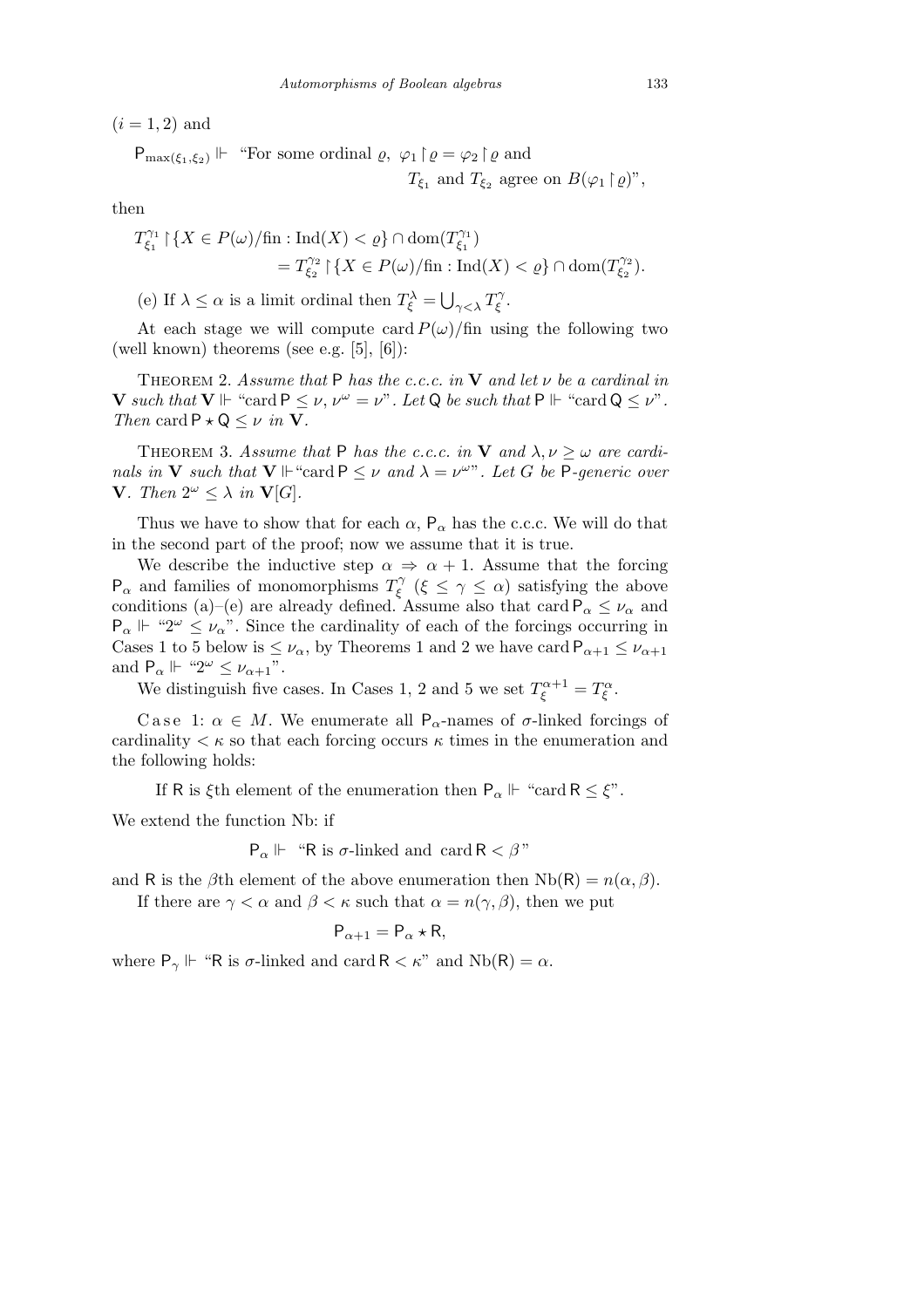$(i = 1, 2)$ and

$$\mathsf{P}_{\max(\xi_1,\xi_2)} \Vdash \text{“For some ordinal } \varrho,\ \varphi_1 \restriction \varrho = \varphi_2 \restriction \varrho \text{ and } T_{\xi_1} \text{ and } T_{\xi_2} \text{ agree on } B(\varphi_1 \restriction \varrho)\text{”},$$

then

$$T^{\gamma_1}_{\xi_1} \restriction \{X \in P(\omega)/\mathrm{fin} : \mathrm{Ind}(X) < \varrho\} \cap \mathrm{dom}(T^{\gamma_1}_{\xi_1}) = T^{\gamma_2}_{\xi_2} \restriction \{X \in P(\omega)/\mathrm{fin} : \mathrm{Ind}(X) < \varrho\} \cap \mathrm{dom}(T^{\gamma_2}_{\xi_2}).$$

(e) If $\lambda \le \alpha$ is a limit ordinal then $T^\lambda_\xi = \bigcup_{\gamma<\lambda} T^\gamma_\xi$.

At each stage we will compute $\mathrm{card}\, P(\omega)/\mathrm{fin}$ using the following two (well known) theorems (see e.g. [5], [6]):

Theorem 2. *Assume that* $\mathsf{P}$ *has the c.c.c. in* $\mathbf{V}$ *and let* $\nu$ *be a cardinal in* $\mathbf{V}$ *such that* $\mathbf{V} \Vdash$ “$\mathrm{card}\, \mathsf{P} \le \nu$, $\nu^\omega = \nu$”. *Let* $\mathsf{Q}$ *be such that* $\mathsf{P} \Vdash$ “$\mathrm{card}\, \mathsf{Q} \le \nu$”. *Then* $\mathrm{card}\, \mathsf{P} \star \mathsf{Q} \le \nu$ *in* $\mathbf{V}$.

Theorem 3. *Assume that* $\mathsf{P}$ *has the c.c.c. in* $\mathbf{V}$ *and* $\lambda, \nu \ge \omega$ *are cardinals in* $\mathbf{V}$ *such that* $\mathbf{V} \Vdash$“$\mathrm{card}\, \mathsf{P} \le \nu$ *and* $\lambda = \nu^\omega$”. *Let* $G$ *be* $\mathsf{P}$*-generic over* $\mathbf{V}$. *Then* $2^\omega \le \lambda$ *in* $\mathbf{V}[G]$.

Thus we have to show that for each $\alpha$, $\mathsf{P}_\alpha$ has the c.c.c. We will do that in the second part of the proof; now we assume that it is true.

We describe the inductive step $\alpha \Rightarrow \alpha + 1$. Assume that the forcing $\mathsf{P}_\alpha$ and families of monomorphisms $T^\gamma_\xi$ ($\xi \le \gamma \le \alpha$) satisfying the above conditions (a)–(e) are already defined. Assume also that $\mathrm{card}\, \mathsf{P}_\alpha \le \nu_\alpha$ and $\mathsf{P}_\alpha \Vdash$ “$2^\omega \le \nu_\alpha$”. Since the cardinality of each of the forcings occurring in Cases 1 to 5 below is $\le \nu_\alpha$, by Theorems 1 and 2 we have $\mathrm{card}\, \mathsf{P}_{\alpha+1} \le \nu_{\alpha+1}$ and $\mathsf{P}_\alpha \Vdash$ “$2^\omega \le \nu_{\alpha+1}$”.

We distinguish five cases. In Cases 1, 2 and 5 we set $T^{\alpha+1}_\xi = T^\alpha_\xi$.

Case 1: $\alpha \in M$. We enumerate all $\mathsf{P}_\alpha$-names of $\sigma$-linked forcings of cardinality $< \kappa$ so that each forcing occurs $\kappa$ times in the enumeration and the following holds:

If $\mathsf{R}$ is $\xi$th element of the enumeration then $\mathsf{P}_\alpha \Vdash$ “$\mathrm{card}\, \mathsf{R} \le \xi$”.

We extend the function Nb: if

$$\mathsf{P}_\alpha \Vdash \text{“}\mathsf{R} \text{ is } \sigma\text{-linked and } \mathrm{card}\, \mathsf{R} < \beta\text{”}$$

and $\mathsf{R}$ is the $\beta$th element of the above enumeration then $\mathrm{Nb}(\mathsf{R}) = n(\alpha, \beta)$.

If there are $\gamma < \alpha$ and $\beta < \kappa$ such that $\alpha = n(\gamma, \beta)$, then we put

$$\mathsf{P}_{\alpha+1} = \mathsf{P}_\alpha \star \mathsf{R},$$

where $\mathsf{P}_\gamma \Vdash$ “$\mathsf{R}$ is $\sigma$-linked and $\mathrm{card}\, \mathsf{R} < \kappa$” and $\mathrm{Nb}(\mathsf{R}) = \alpha$.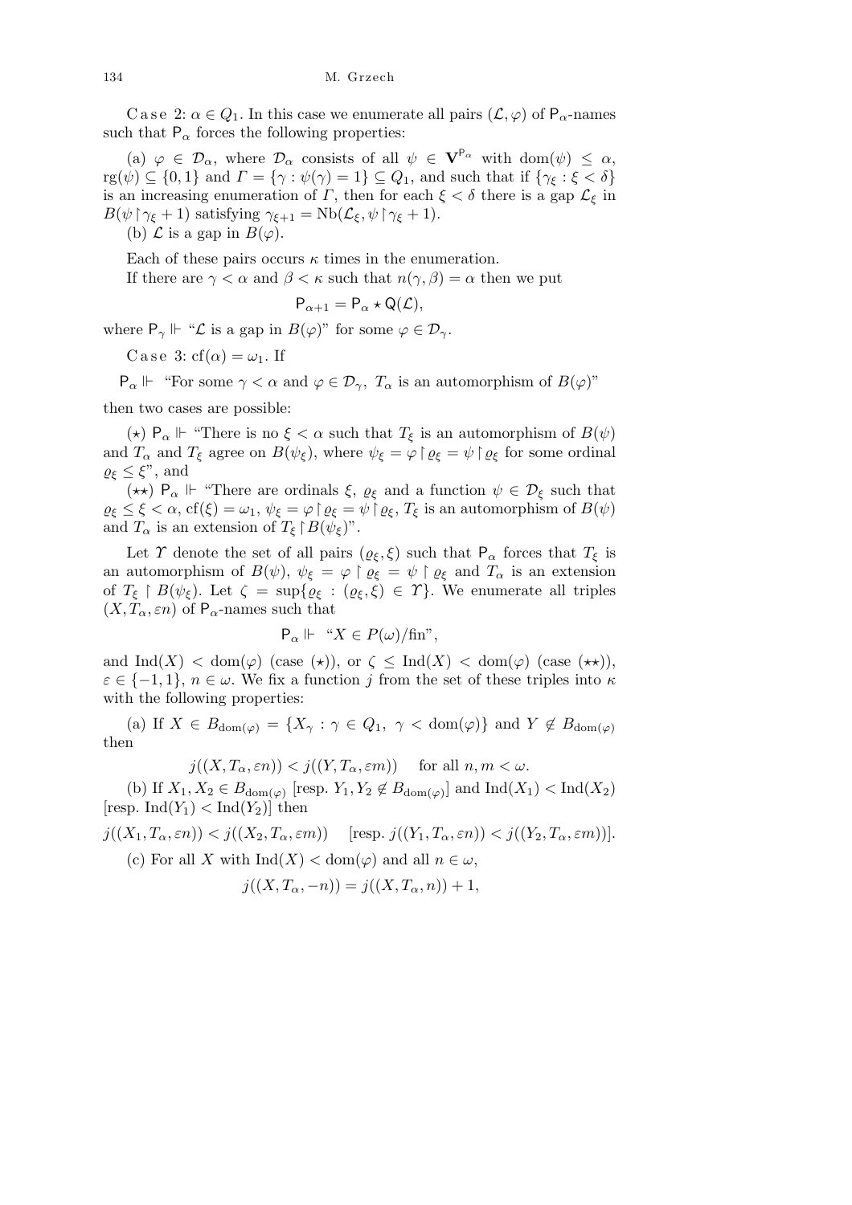Case 2: $\alpha \in Q_1$. In this case we enumerate all pairs $(\mathcal{L}, \varphi)$ of $\mathsf{P}_\alpha$-names such that $\mathsf{P}_\alpha$ forces the following properties:

(a) $\varphi \in \mathcal{D}_\alpha$, where $\mathcal{D}_\alpha$ consists of all $\psi \in \mathbf{V}^{\mathsf{P}_\alpha}$ with $\mathrm{dom}(\psi) \le \alpha$, $\mathrm{rg}(\psi) \subseteq \{0,1\}$ and $\Gamma = \{\gamma : \psi(\gamma) = 1\} \subseteq Q_1$, and such that if $\{\gamma_\xi : \xi < \delta\}$ is an increasing enumeration of $\Gamma$, then for each $\xi < \delta$ there is a gap $\mathcal{L}_\xi$ in $B(\psi \restriction \gamma_\xi + 1)$ satisfying $\gamma_{\xi+1} = \mathrm{Nb}(\mathcal{L}_\xi, \psi \restriction \gamma_\xi + 1)$.

(b) $\mathcal{L}$ is a gap in $B(\varphi)$.

Each of these pairs occurs $\kappa$ times in the enumeration.

If there are $\gamma < \alpha$ and $\beta < \kappa$ such that $n(\gamma, \beta) = \alpha$ then we put

$$\mathsf{P}_{\alpha+1} = \mathsf{P}_\alpha \star \mathsf{Q}(\mathcal{L}),$$

where $\mathsf{P}_\gamma \Vdash$ "$\mathcal{L}$ is a gap in $B(\varphi)$" for some $\varphi \in \mathcal{D}_\gamma$.

Case 3: $\mathrm{cf}(\alpha) = \omega_1$. If

$\mathsf{P}_\alpha \Vdash$ "For some $\gamma < \alpha$ and $\varphi \in \mathcal{D}_\gamma$, $T_\alpha$ is an automorphism of $B(\varphi)$"

then two cases are possible:

($\star$) $\mathsf{P}_\alpha \Vdash$ "There is no $\xi < \alpha$ such that $T_\xi$ is an automorphism of $B(\psi)$ and $T_\alpha$ and $T_\xi$ agree on $B(\psi_\xi)$, where $\psi_\xi = \varphi \restriction \varrho_\xi = \psi \restriction \varrho_\xi$ for some ordinal $\varrho_\xi \le \xi$", and

($\star\star$) $\mathsf{P}_\alpha \Vdash$ "There are ordinals $\xi$, $\varrho_\xi$ and a function $\psi \in \mathcal{D}_\xi$ such that $\varrho_\xi \le \xi < \alpha$, $\mathrm{cf}(\xi) = \omega_1$, $\psi_\xi = \varphi \restriction \varrho_\xi = \psi \restriction \varrho_\xi$, $T_\xi$ is an automorphism of $B(\psi)$ and $T_\alpha$ is an extension of $T_\xi \restriction B(\psi_\xi)$".

Let $\Upsilon$ denote the set of all pairs $(\varrho_\xi, \xi)$ such that $\mathsf{P}_\alpha$ forces that $T_\xi$ is an automorphism of $B(\psi)$, $\psi_\xi = \varphi \restriction \varrho_\xi = \psi \restriction \varrho_\xi$ and $T_\alpha$ is an extension of $T_\xi \restriction B(\psi_\xi)$. Let $\zeta = \sup\{\varrho_\xi : (\varrho_\xi, \xi) \in \Upsilon\}$. We enumerate all triples $(X, T_\alpha, \varepsilon n)$ of $\mathsf{P}_\alpha$-names such that

$$\mathsf{P}_\alpha \Vdash \text{"}X \in P(\omega)/\mathrm{fin}\text{"},$$

and $\mathrm{Ind}(X) < \mathrm{dom}(\varphi)$ (case ($\star$)), or $\zeta \le \mathrm{Ind}(X) < \mathrm{dom}(\varphi)$ (case ($\star\star$)), $\varepsilon \in \{-1, 1\}$, $n \in \omega$. We fix a function $j$ from the set of these triples into $\kappa$ with the following properties:

(a) If $X \in B_{\mathrm{dom}(\varphi)} = \{X_\gamma : \gamma \in Q_1,\ \gamma < \mathrm{dom}(\varphi)\}$ and $Y \notin B_{\mathrm{dom}(\varphi)}$ then

$$j((X, T_\alpha, \varepsilon n)) < j((Y, T_\alpha, \varepsilon m)) \quad \text{for all } n, m < \omega.$$

(b) If $X_1, X_2 \in B_{\mathrm{dom}(\varphi)}$ [resp. $Y_1, Y_2 \notin B_{\mathrm{dom}(\varphi)}$] and $\mathrm{Ind}(X_1) < \mathrm{Ind}(X_2)$ [resp. $\mathrm{Ind}(Y_1) < \mathrm{Ind}(Y_2)$] then

$$j((X_1, T_\alpha, \varepsilon n)) < j((X_2, T_\alpha, \varepsilon m)) \quad [\text{resp. } j((Y_1, T_\alpha, \varepsilon n)) < j((Y_2, T_\alpha, \varepsilon m))].$$

(c) For all $X$ with $\mathrm{Ind}(X) < \mathrm{dom}(\varphi)$ and all $n \in \omega$,

$$j((X, T_\alpha, -n)) = j((X, T_\alpha, n)) + 1,$$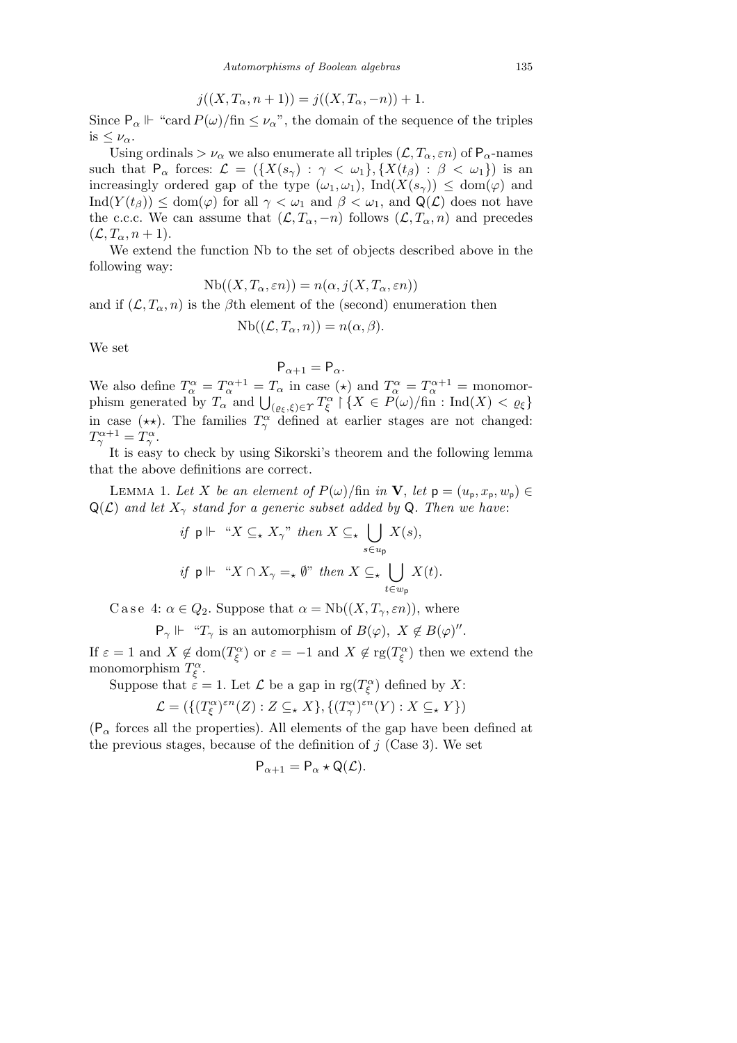$$j((X, T_\alpha, n+1)) = j((X, T_\alpha, -n)) + 1.$$

Since $\mathsf{P}_\alpha \Vdash$ "$\operatorname{card} P(\omega)/\mathrm{fin} \le \nu_\alpha$", the domain of the sequence of the triples is $\le \nu_\alpha$.

Using ordinals $> \nu_\alpha$ we also enumerate all triples $(\mathcal{L}, T_\alpha, \varepsilon n)$ of $\mathsf{P}_\alpha$-names such that $\mathsf{P}_\alpha$ forces: $\mathcal{L} = (\{X(s_\gamma) : \gamma < \omega_1\}, \{X(t_\beta) : \beta < \omega_1\})$ is an increasingly ordered gap of the type $(\omega_1, \omega_1)$, $\mathrm{Ind}(X(s_\gamma)) \le \mathrm{dom}(\varphi)$ and $\mathrm{Ind}(Y(t_\beta)) \le \mathrm{dom}(\varphi)$ for all $\gamma < \omega_1$ and $\beta < \omega_1$, and $\mathsf{Q}(\mathcal{L})$ does not have the c.c.c. We can assume that $(\mathcal{L}, T_\alpha, -n)$ follows $(\mathcal{L}, T_\alpha, n)$ and precedes $(\mathcal{L}, T_\alpha, n+1)$.

We extend the function Nb to the set of objects described above in the following way:

$$\mathrm{Nb}((X, T_\alpha, \varepsilon n)) = n(\alpha, j(X, T_\alpha, \varepsilon n))$$

and if $(\mathcal{L}, T_\alpha, n)$ is the $\beta$th element of the (second) enumeration then

$$\mathrm{Nb}((\mathcal{L}, T_\alpha, n)) = n(\alpha, \beta).$$

We set

$$\mathsf{P}_{\alpha+1} = \mathsf{P}_\alpha.$$

We also define $T^\alpha_\alpha = T^{\alpha+1}_\alpha = T_\alpha$ in case $(\star)$ and $T^\alpha_\alpha = T^{\alpha+1}_\alpha =$ monomorphism generated by $T_\alpha$ and $\bigcup_{(\varrho_\xi, \xi) \in \Upsilon} T^\alpha_\xi \restriction \{X \in P(\omega)/\mathrm{fin} : \mathrm{Ind}(X) < \varrho_\xi\}$ in case $(\star\star)$. The families $T^\alpha_\gamma$ defined at earlier stages are not changed: $T^{\alpha+1}_\gamma = T^\alpha_\gamma$.

It is easy to check by using Sikorski's theorem and the following lemma that the above definitions are correct.

Lemma 1. *Let $X$ be an element of $P(\omega)/\mathrm{fin}$ in $\mathbf{V}$, let $\mathsf{p} = (u_\mathsf{p}, x_\mathsf{p}, w_\mathsf{p}) \in \mathsf{Q}(\mathcal{L})$ and let $X_\gamma$ stand for a generic subset added by $\mathsf{Q}$. Then we have*:

$$\text{if } \mathsf{p} \Vdash \text{“}X \subseteq_\star X_\gamma\text{” then } X \subseteq_\star \bigcup_{s \in u_\mathsf{p}} X(s),$$

$$\text{if } \mathsf{p} \Vdash \text{“}X \cap X_\gamma =_\star \emptyset\text{” then } X \subseteq_\star \bigcup_{t \in w_\mathsf{p}} X(t).$$

Case 4: $\alpha \in Q_2$. Suppose that $\alpha = \mathrm{Nb}((X, T_\gamma, \varepsilon n))$, where

$$\mathsf{P}_\gamma \Vdash \text{“}T_\gamma \text{ is an automorphism of } B(\varphi),\ X \notin B(\varphi)\text{”}.$$

If $\varepsilon = 1$ and $X \notin \mathrm{dom}(T^\alpha_\xi)$ or $\varepsilon = -1$ and $X \notin \mathrm{rg}(T^\alpha_\xi)$ then we extend the monomorphism $T^\alpha_\xi$.

Suppose that $\varepsilon = 1$. Let $\mathcal{L}$ be a gap in $\mathrm{rg}(T^\alpha_\xi)$ defined by $X$:

$$\mathcal{L} = (\{(T^\alpha_\xi)^{\varepsilon n}(Z) : Z \subseteq_\star X\}, \{(T^\alpha_\gamma)^{\varepsilon n}(Y) : X \subseteq_\star Y\})$$

($\mathsf{P}_\alpha$ forces all the properties). All elements of the gap have been defined at the previous stages, because of the definition of $j$ (Case 3). We set

$$\mathsf{P}_{\alpha+1} = \mathsf{P}_\alpha \star \mathsf{Q}(\mathcal{L}).$$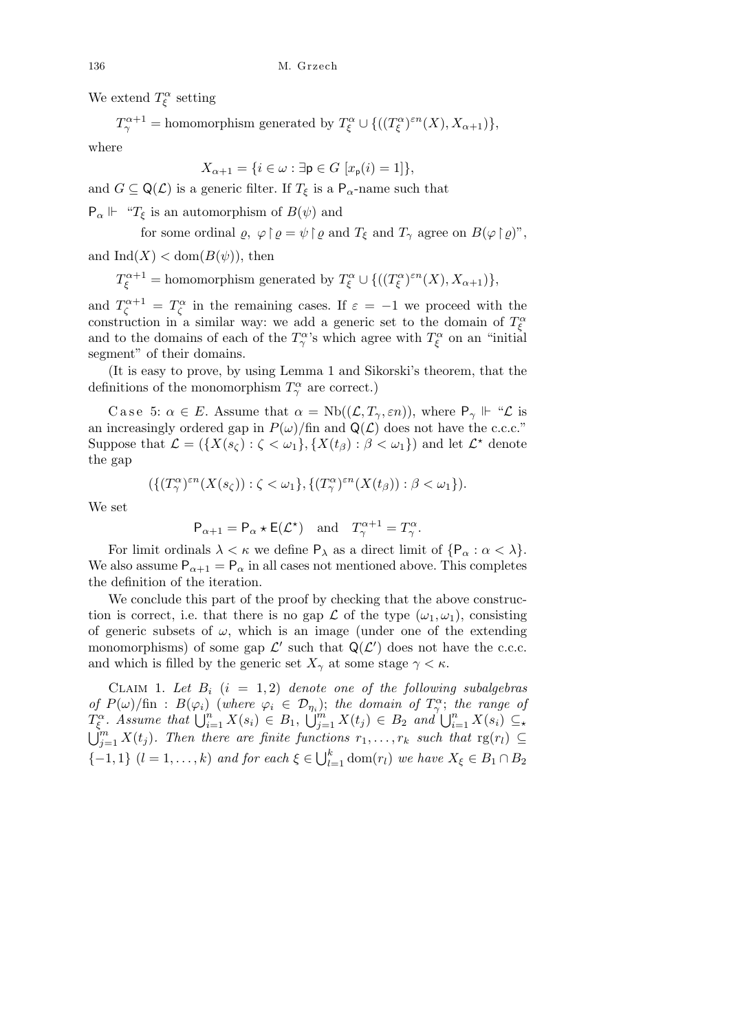We extend $T^\alpha_\xi$ setting

$T^{\alpha+1}_\gamma =$ homomorphism generated by $T^\alpha_\xi \cup \{((T^\alpha_\xi)^{\varepsilon n}(X), X_{\alpha+1})\}$,

where

$$X_{\alpha+1} = \{i \in \omega : \exists \mathsf{p} \in G\ [x_{\mathsf{p}}(i) = 1]\},$$

and $G \subseteq \mathsf{Q}(\mathcal{L})$ is a generic filter. If $T_\xi$ is a $\mathsf{P}_\alpha$-name such that

$\mathsf{P}_\alpha \Vdash$ "$T_\xi$ is an automorphism of $B(\psi)$ and

for some ordinal $\varrho$, $\varphi \restriction \varrho = \psi \restriction \varrho$ and $T_\xi$ and $T_\gamma$ agree on $B(\varphi \restriction \varrho)$",

and $\mathrm{Ind}(X) < \mathrm{dom}(B(\psi))$, then

$T^{\alpha+1}_\xi =$ homomorphism generated by $T^\alpha_\xi \cup \{((T^\alpha_\xi)^{\varepsilon n}(X), X_{\alpha+1})\}$,

and $T^{\alpha+1}_\zeta = T^\alpha_\zeta$ in the remaining cases. If $\varepsilon = -1$ we proceed with the construction in a similar way: we add a generic set to the domain of $T^\alpha_\xi$ and to the domains of each of the $T^\alpha_\gamma$'s which agree with $T^\alpha_\xi$ on an "initial segment" of their domains.

(It is easy to prove, by using Lemma 1 and Sikorski's theorem, that the definitions of the monomorphism $T^\alpha_\gamma$ are correct.)

Case 5: $\alpha \in E$. Assume that $\alpha = \mathrm{Nb}((\mathcal{L}, T_\gamma, \varepsilon n))$, where $\mathsf{P}_\gamma \Vdash$ "$\mathcal{L}$ is an increasingly ordered gap in $P(\omega)/\mathrm{fin}$ and $\mathsf{Q}(\mathcal{L})$ does not have the c.c.c." Suppose that $\mathcal{L} = (\{X(s_\zeta) : \zeta < \omega_1\}, \{X(t_\beta) : \beta < \omega_1\})$ and let $\mathcal{L}^\star$ denote the gap

$$(\{(T^\alpha_\gamma)^{\varepsilon n}(X(s_\zeta)) : \zeta < \omega_1\}, \{(T^\alpha_\gamma)^{\varepsilon n}(X(t_\beta)) : \beta < \omega_1\}).$$

We set

$$\mathsf{P}_{\alpha+1} = \mathsf{P}_\alpha \star \mathsf{E}(\mathcal{L}^\star) \quad \text{and} \quad T^{\alpha+1}_\gamma = T^\alpha_\gamma.$$

For limit ordinals $\lambda < \kappa$ we define $\mathsf{P}_\lambda$ as a direct limit of $\{\mathsf{P}_\alpha : \alpha < \lambda\}$. We also assume $\mathsf{P}_{\alpha+1} = \mathsf{P}_\alpha$ in all cases not mentioned above. This completes the definition of the iteration.

We conclude this part of the proof by checking that the above construction is correct, i.e. that there is no gap $\mathcal{L}$ of the type $(\omega_1, \omega_1)$, consisting of generic subsets of $\omega$, which is an image (under one of the extending monomorphisms) of some gap $\mathcal{L}'$ such that $\mathsf{Q}(\mathcal{L}')$ does not have the c.c.c. and which is filled by the generic set $X_\gamma$ at some stage $\gamma < \kappa$.

Claim 1. *Let $B_i$ $(i = 1, 2)$ denote one of the following subalgebras of $P(\omega)/\mathrm{fin}$: $B(\varphi_i)$ (where $\varphi_i \in \mathcal{D}_{\eta_i}$); the domain of $T^\alpha_\gamma$; the range of $T^\alpha_\xi$. Assume that $\bigcup_{i=1}^n X(s_i) \in B_1$, $\bigcup_{j=1}^m X(t_j) \in B_2$ and $\bigcup_{i=1}^n X(s_i) \subseteq_\star \bigcup_{j=1}^m X(t_j)$. Then there are finite functions $r_1, \ldots, r_k$ such that $\mathrm{rg}(r_l) \subseteq \{-1, 1\}$ $(l = 1, \ldots, k)$ and for each $\xi \in \bigcup_{l=1}^k \mathrm{dom}(r_l)$ we have $X_\xi \in B_1 \cap B_2$*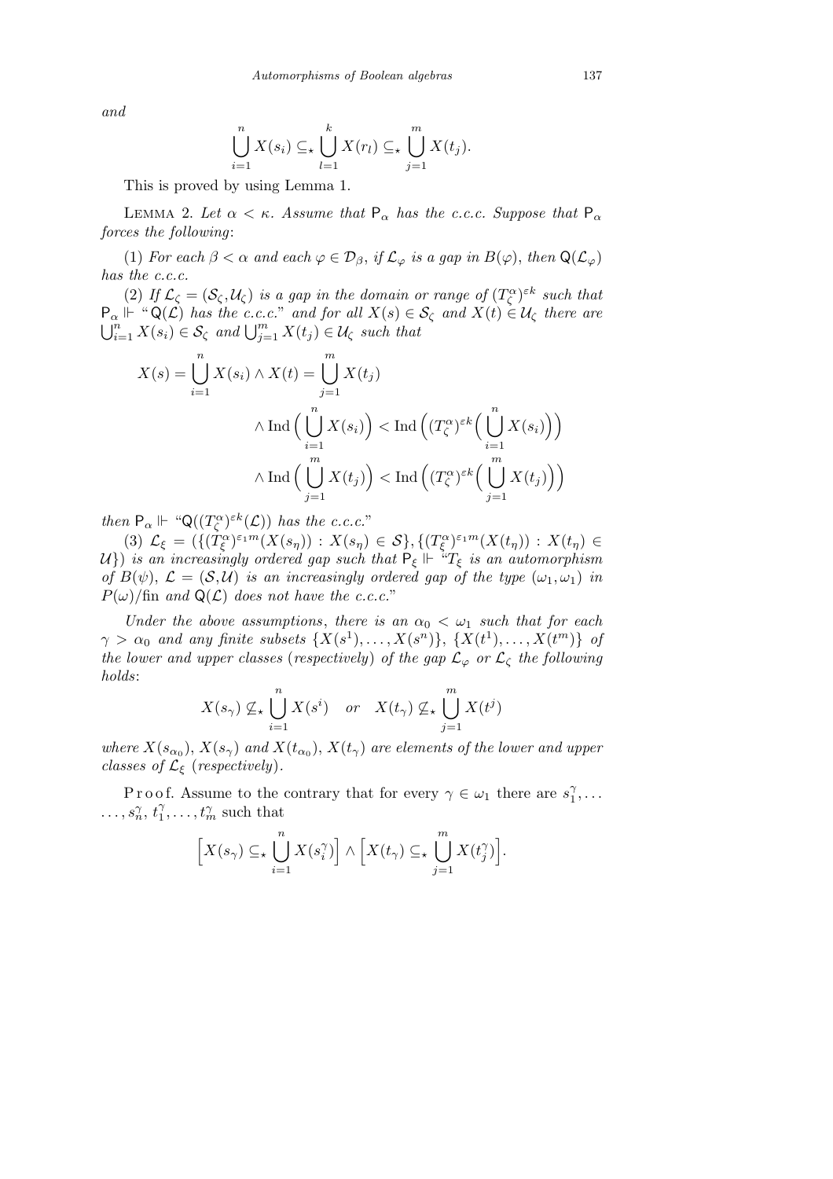and

$$\bigcup_{i=1}^{n} X(s_i) \subseteq_\star \bigcup_{l=1}^{k} X(r_l) \subseteq_\star \bigcup_{j=1}^{m} X(t_j).$$

This is proved by using Lemma 1.

LEMMA 2. *Let $\alpha < \kappa$. Assume that $\mathsf{P}_\alpha$ has the c.c.c. Suppose that $\mathsf{P}_\alpha$ forces the following*:

(1) *For each $\beta < \alpha$ and each $\varphi \in \mathcal{D}_\beta$, if $\mathcal{L}_\varphi$ is a gap in $B(\varphi)$, then $\mathsf{Q}(\mathcal{L}_\varphi)$ has the c.c.c.*

(2) *If $\mathcal{L}_\zeta = (\mathcal{S}_\zeta, \mathcal{U}_\zeta)$ is a gap in the domain or range of $(T^\alpha_\zeta)^{\varepsilon k}$ such that $\mathsf{P}_\alpha \Vdash$ "$\mathsf{Q}(\mathcal{L})$ has the c.c.c." and for all $X(s) \in \mathcal{S}_\zeta$ and $X(t) \in \mathcal{U}_\zeta$ there are $\bigcup_{i=1}^n X(s_i) \in \mathcal{S}_\zeta$ and $\bigcup_{j=1}^m X(t_j) \in \mathcal{U}_\zeta$ such that*

$$\begin{aligned} X(s) = \bigcup_{i=1}^{n} X(s_i) \wedge X(t) = \bigcup_{j=1}^{m} X(t_j) \\ \wedge \operatorname{Ind}\Big(\bigcup_{i=1}^{n} X(s_i)\Big) < \operatorname{Ind}\Big((T^\alpha_\zeta)^{\varepsilon k}\Big(\bigcup_{i=1}^{n} X(s_i)\Big)\Big) \\ \wedge \operatorname{Ind}\Big(\bigcup_{j=1}^{m} X(t_j)\Big) < \operatorname{Ind}\Big((T^\alpha_\zeta)^{\varepsilon k}\Big(\bigcup_{j=1}^{m} X(t_j)\Big)\Big) \end{aligned}$$

*then $\mathsf{P}_\alpha \Vdash$ "$\mathsf{Q}((T^\alpha_\zeta)^{\varepsilon k}(\mathcal{L}))$ has the c.c.c."*

(3) *$\mathcal{L}_\xi = (\{(T^\alpha_\xi)^{\varepsilon_1 m}(X(s_\eta)) : X(s_\eta) \in \mathcal{S}\}, \{(T^\alpha_\xi)^{\varepsilon_1 m}(X(t_\eta)) : X(t_\eta) \in \mathcal{U}\})$ is an increasingly ordered gap such that $\mathsf{P}_\xi \Vdash$ "$T_\xi$ is an automorphism of $B(\psi)$, $\mathcal{L} = (\mathcal{S}, \mathcal{U})$ is an increasingly ordered gap of the type $(\omega_1, \omega_1)$ in $P(\omega)/\mathrm{fin}$ and $\mathsf{Q}(\mathcal{L})$ does not have the c.c.c."*

*Under the above assumptions, there is an $\alpha_0 < \omega_1$ such that for each $\gamma > \alpha_0$ and any finite subsets $\{X(s^1), \ldots, X(s^n)\}$, $\{X(t^1), \ldots, X(t^m)\}$ of the lower and upper classes* (*respectively*) *of the gap $\mathcal{L}_\varphi$ or $\mathcal{L}_\zeta$ the following holds*:

$$X(s_\gamma) \not\subseteq_\star \bigcup_{i=1}^{n} X(s^i) \quad or \quad X(t_\gamma) \not\subseteq_\star \bigcup_{j=1}^{m} X(t^j)$$

*where $X(s_{\alpha_0})$, $X(s_\gamma)$ and $X(t_{\alpha_0})$, $X(t_\gamma)$ are elements of the lower and upper classes of $\mathcal{L}_\xi$* (*respectively*).

Proof. Assume to the contrary that for every $\gamma \in \omega_1$ there are $s^\gamma_1, \ldots, s^\gamma_n$, $t^\gamma_1, \ldots, t^\gamma_m$ such that

$$\Big[X(s_\gamma) \subseteq_\star \bigcup_{i=1}^{n} X(s^\gamma_i)\Big] \wedge \Big[X(t_\gamma) \subseteq_\star \bigcup_{j=1}^{m} X(t^\gamma_j)\Big].$$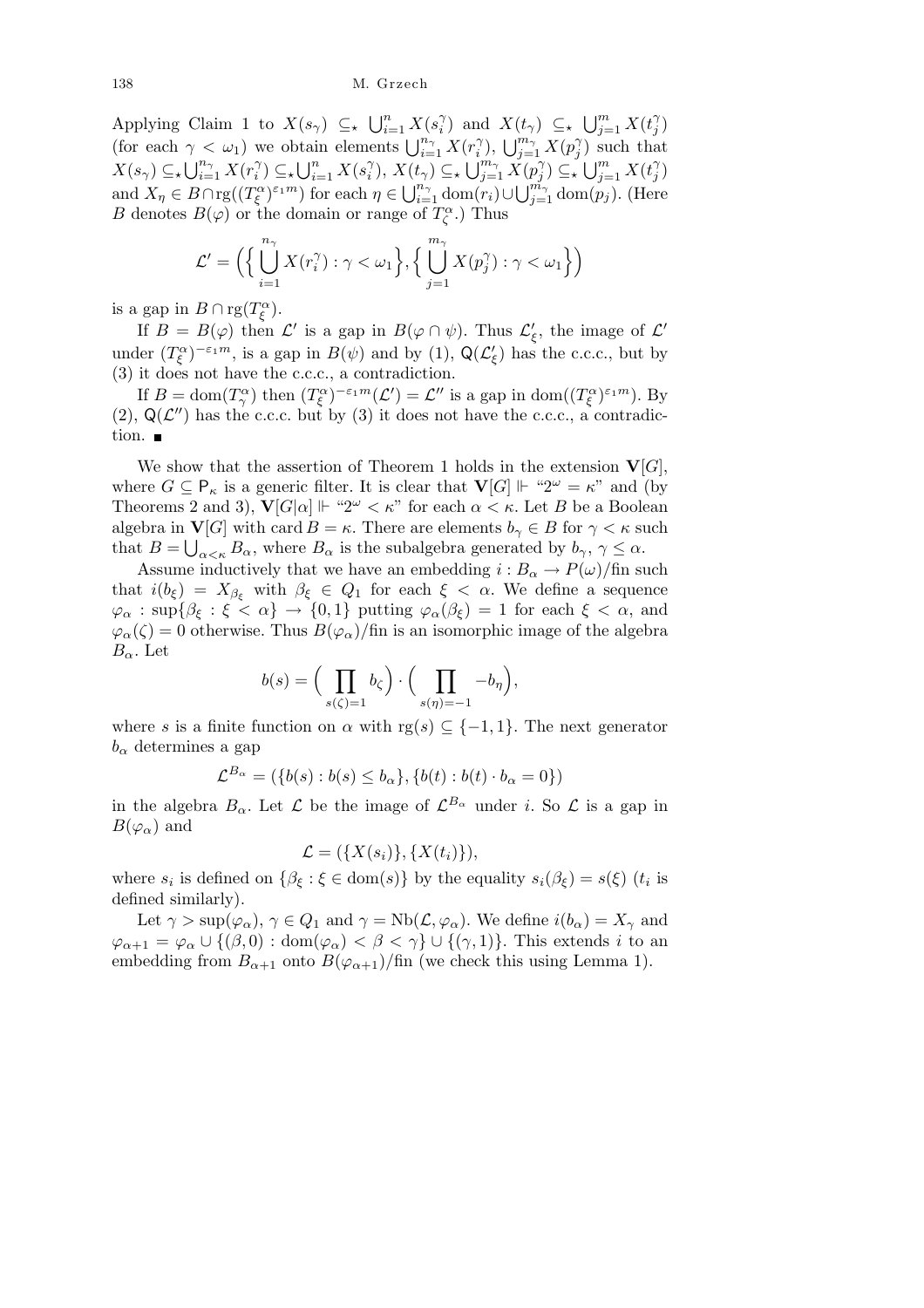Applying Claim 1 to $X(s_\gamma) \subseteq_\star \bigcup_{i=1}^{n} X(s_i^\gamma)$ and $X(t_\gamma) \subseteq_\star \bigcup_{j=1}^{m} X(t_j^\gamma)$ (for each $\gamma < \omega_1$) we obtain elements $\bigcup_{i=1}^{n_\gamma} X(r_i^\gamma)$, $\bigcup_{j=1}^{m_\gamma} X(p_j^\gamma)$ such that $X(s_\gamma) \subseteq_\star \bigcup_{i=1}^{n_\gamma} X(r_i^\gamma) \subseteq_\star \bigcup_{i=1}^{n} X(s_i^\gamma)$, $X(t_\gamma) \subseteq_\star \bigcup_{j=1}^{m_\gamma} X(p_j^\gamma) \subseteq_\star \bigcup_{j=1}^{m} X(t_j^\gamma)$ and $X_\eta \in B \cap \operatorname{rg}((T_\xi^\alpha)^{\varepsilon_1 m})$ for each $\eta \in \bigcup_{i=1}^{n_\gamma} \operatorname{dom}(r_i) \cup \bigcup_{j=1}^{m_\gamma} \operatorname{dom}(p_j)$. (Here $B$ denotes $B(\varphi)$ or the domain or range of $T_\zeta^\alpha$.) Thus

$$\mathcal{L}' = \Big( \Big\{ \bigcup_{i=1}^{n_\gamma} X(r_i^\gamma) : \gamma < \omega_1 \Big\}, \Big\{ \bigcup_{j=1}^{m_\gamma} X(p_j^\gamma) : \gamma < \omega_1 \Big\} \Big)$$

is a gap in $B \cap \operatorname{rg}(T_\xi^\alpha)$.

If $B = B(\varphi)$ then $\mathcal{L}'$ is a gap in $B(\varphi \cap \psi)$. Thus $\mathcal{L}'_\xi$, the image of $\mathcal{L}'$ under $(T_\xi^\alpha)^{-\varepsilon_1 m}$, is a gap in $B(\psi)$ and by (1), $\mathsf{Q}(\mathcal{L}'_\xi)$ has the c.c.c., but by (3) it does not have the c.c.c., a contradiction.

If $B = \operatorname{dom}(T_\gamma^\alpha)$ then $(T_\xi^\alpha)^{-\varepsilon_1 m}(\mathcal{L}') = \mathcal{L}''$ is a gap in $\operatorname{dom}((T_\xi^\alpha)^{\varepsilon_1 m})$. By (2), $\mathsf{Q}(\mathcal{L}'')$ has the c.c.c. but by (3) it does not have the c.c.c., a contradiction. ∎

We show that the assertion of Theorem 1 holds in the extension $\mathbf{V}[G]$, where $G \subseteq \mathsf{P}_\kappa$ is a generic filter. It is clear that $\mathbf{V}[G] \Vdash$ "$2^\omega = \kappa$" and (by Theorems 2 and 3), $\mathbf{V}[G|\alpha] \Vdash$ "$2^\omega < \kappa$" for each $\alpha < \kappa$. Let $B$ be a Boolean algebra in $\mathbf{V}[G]$ with $\operatorname{card} B = \kappa$. There are elements $b_\gamma \in B$ for $\gamma < \kappa$ such that $B = \bigcup_{\alpha<\kappa} B_\alpha$, where $B_\alpha$ is the subalgebra generated by $b_\gamma$, $\gamma \le \alpha$.

Assume inductively that we have an embedding $i : B_\alpha \to P(\omega)/\mathrm{fin}$ such that $i(b_\xi) = X_{\beta_\xi}$ with $\beta_\xi \in Q_1$ for each $\xi < \alpha$. We define a sequence $\varphi_\alpha : \sup\{\beta_\xi : \xi < \alpha\} \to \{0,1\}$ putting $\varphi_\alpha(\beta_\xi) = 1$ for each $\xi < \alpha$, and $\varphi_\alpha(\zeta) = 0$ otherwise. Thus $B(\varphi_\alpha)/\mathrm{fin}$ is an isomorphic image of the algebra $B_\alpha$. Let

$$b(s) = \Big( \prod_{s(\zeta)=1} b_\zeta \Big) \cdot \Big( \prod_{s(\eta)=-1} -b_\eta \Big),$$

where $s$ is a finite function on $\alpha$ with $\operatorname{rg}(s) \subseteq \{-1, 1\}$. The next generator $b_\alpha$ determines a gap

$$\mathcal{L}^{B_\alpha} = (\{b(s) : b(s) \le b_\alpha\}, \{b(t) : b(t) \cdot b_\alpha = 0\})$$

in the algebra $B_\alpha$. Let $\mathcal{L}$ be the image of $\mathcal{L}^{B_\alpha}$ under $i$. So $\mathcal{L}$ is a gap in $B(\varphi_\alpha)$ and

$$\mathcal{L} = (\{X(s_i)\}, \{X(t_i)\}),$$

where $s_i$ is defined on $\{\beta_\xi : \xi \in \operatorname{dom}(s)\}$ by the equality $s_i(\beta_\xi) = s(\xi)$ ($t_i$ is defined similarly).

Let $\gamma > \sup(\varphi_\alpha)$, $\gamma \in Q_1$ and $\gamma = \mathrm{Nb}(\mathcal{L}, \varphi_\alpha)$. We define $i(b_\alpha) = X_\gamma$ and $\varphi_{\alpha+1} = \varphi_\alpha \cup \{(\beta, 0) : \operatorname{dom}(\varphi_\alpha) < \beta < \gamma\} \cup \{(\gamma, 1)\}$. This extends $i$ to an embedding from $B_{\alpha+1}$ onto $B(\varphi_{\alpha+1})/\mathrm{fin}$ (we check this using Lemma 1).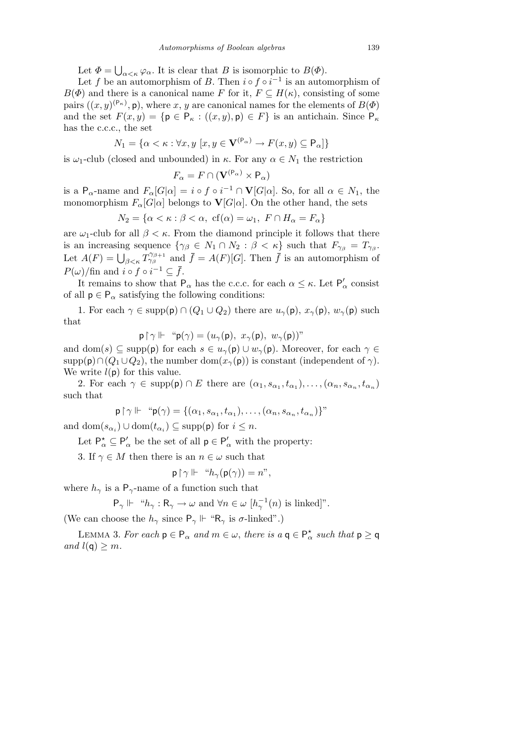Let $\Phi = \bigcup_{\alpha<\kappa} \varphi_\alpha$. It is clear that $B$ is isomorphic to $B(\Phi)$.

Let $f$ be an automorphism of $B$. Then $i \circ f \circ i^{-1}$ is an automorphism of $B(\Phi)$ and there is a canonical name $F$ for it, $F \subseteq H(\kappa)$, consisting of some pairs $((x,y)^{(\mathsf{P}_\kappa)}, \mathsf{p})$, where $x$, $y$ are canonical names for the elements of $B(\Phi)$ and the set $F(x,y) = \{\mathsf{p} \in \mathsf{P}_\kappa : ((x,y),\mathsf{p}) \in F\}$ is an antichain. Since $\mathsf{P}_\kappa$ has the c.c.c., the set

$$N_1 = \{\alpha < \kappa : \forall x, y\ [x, y \in \mathbf{V}^{(\mathsf{P}_\alpha)} \to F(x,y) \subseteq \mathsf{P}_\alpha]\}$$

is $\omega_1$-club (closed and unbounded) in $\kappa$. For any $\alpha \in N_1$ the restriction

$$F_\alpha = F \cap (\mathbf{V}^{(\mathsf{P}_\alpha)} \times \mathsf{P}_\alpha)$$

is a $\mathsf{P}_\alpha$-name and $F_\alpha[G|\alpha] = i \circ f \circ i^{-1} \cap \mathbf{V}[G|\alpha]$. So, for all $\alpha \in N_1$, the monomorphism $F_\alpha[G|\alpha]$ belongs to $\mathbf{V}[G|\alpha]$. On the other hand, the sets

$$N_2 = \{\alpha < \kappa : \beta < \alpha,\ \mathrm{cf}(\alpha) = \omega_1,\ F \cap H_\alpha = F_\alpha\}$$

are $\omega_1$-club for all $\beta < \kappa$. From the diamond principle it follows that there is an increasing sequence $\{\gamma_\beta \in N_1 \cap N_2 : \beta < \kappa\}$ such that $F_{\gamma_\beta} = T_{\gamma_\beta}$. Let $A(F) = \bigcup_{\beta<\kappa} T_{\gamma_\beta}^{\gamma_\beta+1}$ and $\overline{f} = A(F)[G]$. Then $\overline{f}$ is an automorphism of $P(\omega)/\mathrm{fin}$ and $i \circ f \circ i^{-1} \subseteq \overline{f}$.

It remains to show that $\mathsf{P}_\alpha$ has the c.c.c. for each $\alpha \le \kappa$. Let $\mathsf{P}'_\alpha$ consist of all $\mathsf{p} \in \mathsf{P}_\alpha$ satisfying the following conditions:

1. For each $\gamma \in \mathrm{supp}(\mathsf{p}) \cap (Q_1 \cup Q_2)$ there are $u_\gamma(\mathsf{p})$, $x_\gamma(\mathsf{p})$, $w_\gamma(\mathsf{p})$ such that

$$\mathsf{p}\restriction\gamma \Vdash \text{“}\mathsf{p}(\gamma) = (u_\gamma(\mathsf{p}),\ x_\gamma(\mathsf{p}),\ w_\gamma(\mathsf{p}))\text{”}$$

and $\mathrm{dom}(s) \subseteq \mathrm{supp}(\mathsf{p})$ for each $s \in u_\gamma(\mathsf{p}) \cup w_\gamma(\mathsf{p})$. Moreover, for each $\gamma \in \mathrm{supp}(\mathsf{p}) \cap (Q_1 \cup Q_2)$, the number $\mathrm{dom}(x_\gamma(\mathsf{p}))$ is constant (independent of $\gamma$). We write $l(\mathsf{p})$ for this value.

2. For each $\gamma \in \mathrm{supp}(\mathsf{p}) \cap E$ there are $(\alpha_1, s_{\alpha_1}, t_{\alpha_1}), \ldots, (\alpha_n, s_{\alpha_n}, t_{\alpha_n})$ such that

$$\mathsf{p}\restriction\gamma \Vdash \text{“}\mathsf{p}(\gamma) = \{(\alpha_1, s_{\alpha_1}, t_{\alpha_1}), \ldots, (\alpha_n, s_{\alpha_n}, t_{\alpha_n})\}\text{”}$$

and $\mathrm{dom}(s_{\alpha_i}) \cup \mathrm{dom}(t_{\alpha_i}) \subseteq \mathrm{supp}(\mathsf{p})$ for $i \le n$.

Let $\mathsf{P}^\star_\alpha \subseteq \mathsf{P}'_\alpha$ be the set of all $\mathsf{p} \in \mathsf{P}'_\alpha$ with the property:

3. If $\gamma \in M$ then there is an $n \in \omega$ such that

$$\mathsf{p}\restriction\gamma \Vdash \text{“}h_\gamma(\mathsf{p}(\gamma)) = n\text{”},$$

where $h_\gamma$ is a $\mathsf{P}_\gamma$-name of a function such that

$$\mathsf{P}_\gamma \Vdash \text{“}h_\gamma : \mathsf{R}_\gamma \to \omega \text{ and } \forall n \in \omega\ [h_\gamma^{-1}(n) \text{ is linked}]\text{”}.$$

(We can choose the $h_\gamma$ since $\mathsf{P}_\gamma \Vdash$ “$\mathsf{R}_\gamma$ is $\sigma$-linked”.)

Lemma 3. *For each $\mathsf{p} \in \mathsf{P}_\alpha$ and $m \in \omega$, there is a $\mathsf{q} \in \mathsf{P}^\star_\alpha$ such that $\mathsf{p} \ge \mathsf{q}$ and $l(\mathsf{q}) \ge m$.*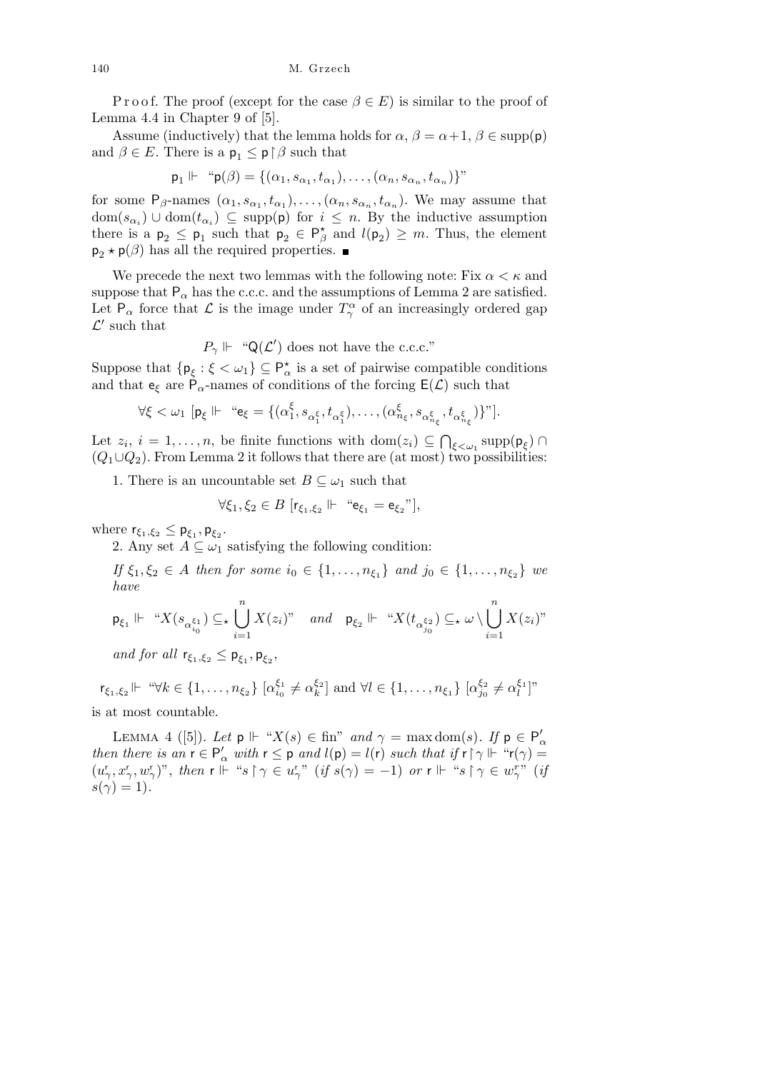Proof. The proof (except for the case $\beta \in E$) is similar to the proof of Lemma 4.4 in Chapter 9 of [5].

Assume (inductively) that the lemma holds for $\alpha$, $\beta = \alpha+1$, $\beta \in \mathrm{supp}(\mathsf{p})$ and $\beta \in E$. There is a $\mathsf{p}_1 \le \mathsf{p}\restriction\beta$ such that

$$\mathsf{p}_1 \Vdash \text{“}\mathsf{p}(\beta) = \{(\alpha_1, s_{\alpha_1}, t_{\alpha_1}), \ldots, (\alpha_n, s_{\alpha_n}, t_{\alpha_n})\}\text{”}$$

for some $\mathsf{P}_\beta$-names $(\alpha_1, s_{\alpha_1}, t_{\alpha_1}), \ldots, (\alpha_n, s_{\alpha_n}, t_{\alpha_n})$. We may assume that $\mathrm{dom}(s_{\alpha_i}) \cup \mathrm{dom}(t_{\alpha_i}) \subseteq \mathrm{supp}(\mathsf{p})$ for $i \le n$. By the inductive assumption there is a $\mathsf{p}_2 \le \mathsf{p}_1$ such that $\mathsf{p}_2 \in \mathsf{P}^\star_\beta$ and $l(\mathsf{p}_2) \ge m$. Thus, the element $\mathsf{p}_2 \star \mathsf{p}(\beta)$ has all the required properties. ■

We precede the next two lemmas with the following note: Fix $\alpha < \kappa$ and suppose that $\mathsf{P}_\alpha$ has the c.c.c. and the assumptions of Lemma 2 are satisfied. Let $\mathsf{P}_\alpha$ force that $\mathcal{L}$ is the image under $T^\alpha_\gamma$ of an increasingly ordered gap $\mathcal{L}'$ such that

$$P_\gamma \Vdash \text{“}\mathsf{Q}(\mathcal{L}') \text{ does not have the c.c.c.”}$$

Suppose that $\{\mathsf{p}_\xi : \xi < \omega_1\} \subseteq \mathsf{P}^\star_\alpha$ is a set of pairwise compatible conditions and that $\mathsf{e}_\xi$ are $\mathsf{P}_\alpha$-names of conditions of the forcing $\mathsf{E}(\mathcal{L})$ such that

$$\forall \xi < \omega_1 \ [\mathsf{p}_\xi \Vdash \text{“}\mathsf{e}_\xi = \{(\alpha^\xi_1, s_{\alpha^\xi_1}, t_{\alpha^\xi_1}), \ldots, (\alpha^\xi_{n_\xi}, s_{\alpha^\xi_{n_\xi}}, t_{\alpha^\xi_{n_\xi}})\}\text{”}].$$

Let $z_i$, $i = 1, \ldots, n$, be finite functions with $\mathrm{dom}(z_i) \subseteq \bigcap_{\xi<\omega_1} \mathrm{supp}(\mathsf{p}_\xi) \cap (Q_1 \cup Q_2)$. From Lemma 2 it follows that there are (at most) two possibilities:

1. There is an uncountable set $B \subseteq \omega_1$ such that

$$\forall \xi_1, \xi_2 \in B \ [\mathsf{r}_{\xi_1,\xi_2} \Vdash \text{“}\mathsf{e}_{\xi_1} = \mathsf{e}_{\xi_2}\text{”}],$$

where $\mathsf{r}_{\xi_1,\xi_2} \le \mathsf{p}_{\xi_1}, \mathsf{p}_{\xi_2}$.

2. Any set $A \subseteq \omega_1$ satisfying the following condition:

*If $\xi_1, \xi_2 \in A$ then for some $i_0 \in \{1, \ldots, n_{\xi_1}\}$ and $j_0 \in \{1, \ldots, n_{\xi_2}\}$ we have*

$$\mathsf{p}_{\xi_1} \Vdash \text{“}X(s_{\alpha^{\xi_1}_{i_0}}) \subseteq_\star \bigcup_{i=1}^n X(z_i)\text{”} \quad \text{and} \quad \mathsf{p}_{\xi_2} \Vdash \text{“}X(t_{\alpha^{\xi_2}_{j_0}}) \subseteq_\star \omega \setminus \bigcup_{i=1}^n X(z_i)\text{”}$$

*and for all $\mathsf{r}_{\xi_1,\xi_2} \le \mathsf{p}_{\xi_1}, \mathsf{p}_{\xi_2}$,*

$$\mathsf{r}_{\xi_1,\xi_2} \Vdash \text{“}\forall k \in \{1, \ldots, n_{\xi_2}\} \ [\alpha^{\xi_1}_{i_0} \ne \alpha^{\xi_2}_k] \text{ and } \forall l \in \{1, \ldots, n_{\xi_1}\} \ [\alpha^{\xi_2}_{j_0} \ne \alpha^{\xi_1}_l]\text{”}$$

is at most countable.

Lemma 4 ([5]). *Let $\mathsf{p} \Vdash$ “$X(s) \in \mathrm{fin}$” and $\gamma = \max \mathrm{dom}(s)$. If $\mathsf{p} \in \mathsf{P}'_\alpha$ then there is an $\mathsf{r} \in \mathsf{P}'_\alpha$ with $\mathsf{r} \le \mathsf{p}$ and $l(\mathsf{p}) = l(\mathsf{r})$ such that if $\mathsf{r}\restriction\gamma \Vdash$ “$\mathsf{r}(\gamma) = (u^{\mathsf{r}}_\gamma, x^{\mathsf{r}}_\gamma, w^{\mathsf{r}}_\gamma)$”, then $\mathsf{r} \Vdash$ “$s\restriction\gamma \in u^{\mathsf{r}}_\gamma$” (if $s(\gamma) = -1$) or $\mathsf{r} \Vdash$ “$s\restriction\gamma \in w^{\mathsf{r}}_\gamma$” (if $s(\gamma) = 1$).*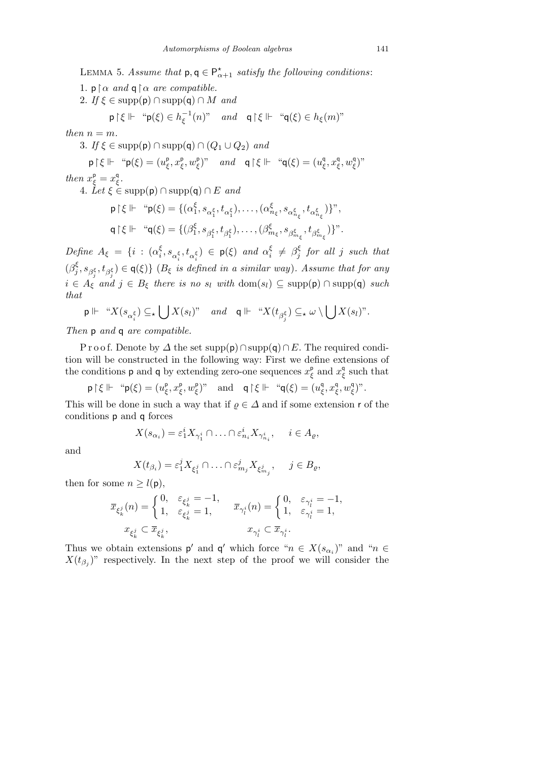LEMMA 5. *Assume that* $\mathsf{p}, \mathsf{q} \in \mathsf{P}^\star_{\alpha+1}$ *satisfy the following conditions*:

1. $\mathsf{p}\restriction\alpha$ *and* $\mathsf{q}\restriction\alpha$ *are compatible.*
2. *If* $\xi \in \mathrm{supp}(\mathsf{p}) \cap \mathrm{supp}(\mathsf{q}) \cap M$ *and*

$$\mathsf{p}\restriction\xi \Vdash \text{“}\mathsf{p}(\xi) \in h_\xi^{-1}(n)\text{”} \quad \textit{and} \quad \mathsf{q}\restriction\xi \Vdash \text{“}\mathsf{q}(\xi) \in h_\xi(m)\text{”}$$

*then* $n = m$.

3. *If* $\xi \in \mathrm{supp}(\mathsf{p}) \cap \mathrm{supp}(\mathsf{q}) \cap (Q_1 \cup Q_2)$ *and*

$$\mathsf{p}\restriction\xi \Vdash \text{“}\mathsf{p}(\xi) = (u^\mathsf{p}_\xi, x^\mathsf{p}_\xi, w^\mathsf{p}_\xi)\text{”} \quad \textit{and} \quad \mathsf{q}\restriction\xi \Vdash \text{“}\mathsf{q}(\xi) = (u^\mathsf{q}_\xi, x^\mathsf{q}_\xi, w^\mathsf{q}_\xi)\text{”}$$

*then* $x^\mathsf{p}_\xi = x^\mathsf{q}_\xi$.

4. *Let* $\xi \in \mathrm{supp}(\mathsf{p}) \cap \mathrm{supp}(\mathsf{q}) \cap E$ *and*

$$\mathsf{p}\restriction\xi \Vdash \text{“}\mathsf{p}(\xi) = \{(\alpha^\xi_1, s_{\alpha^\xi_1}, t_{\alpha^\xi_1}), \ldots, (\alpha^\xi_{n_\xi}, s_{\alpha^\xi_{n_\xi}}, t_{\alpha^\xi_{n_\xi}})\}\text{”},$$

$$\mathsf{q}\restriction\xi \Vdash \text{“}\mathsf{q}(\xi) = \{(\beta^\xi_1, s_{\beta^\xi_1}, t_{\beta^\xi_1}), \ldots, (\beta^\xi_{m_\xi}, s_{\beta^\xi_{m_\xi}}, t_{\beta^\xi_{m_\xi}})\}\text{”}.$$

*Define* $A_\xi = \{i : (\alpha^\xi_i, s_{\alpha^\xi_i}, t_{\alpha^\xi_i}) \in \mathsf{p}(\xi)$ *and* $\alpha^\xi_i \neq \beta^\xi_j$ *for all* $j$ *such that* $(\beta^\xi_j, s_{\beta^\xi_j}, t_{\beta^\xi_j}) \in \mathsf{q}(\xi)\}$ ($B_\xi$ *is defined in a similar way*). *Assume that for any* $i \in A_\xi$ *and* $j \in B_\xi$ *there is no* $s_l$ *with* $\mathrm{dom}(s_l) \subseteq \mathrm{supp}(\mathsf{p}) \cap \mathrm{supp}(\mathsf{q})$ *such that*

$$\mathsf{p} \Vdash \text{“}X(s_{\alpha^\xi_i}) \subseteq_\star \bigcup X(s_l)\text{”} \quad \textit{and} \quad \mathsf{q} \Vdash \text{“}X(t_{\beta^\xi_j}) \subseteq_\star \omega \setminus \bigcup X(s_l)\text{”}.$$

*Then* $\mathsf{p}$ *and* $\mathsf{q}$ *are compatible.*

P r o o f. Denote by $\Delta$ the set $\mathrm{supp}(\mathsf{p}) \cap \mathrm{supp}(\mathsf{q}) \cap E$. The required condition will be constructed in the following way: First we define extensions of the conditions $\mathsf{p}$ and $\mathsf{q}$ by extending zero-one sequences $x^\mathsf{p}_\xi$ and $x^\mathsf{q}_\xi$ such that

$$\mathsf{p}\restriction\xi \Vdash \text{“}\mathsf{p}(\xi) = (u^\mathsf{p}_\xi, x^\mathsf{p}_\xi, w^\mathsf{p}_\xi)\text{”} \quad \text{and} \quad \mathsf{q}\restriction\xi \Vdash \text{“}\mathsf{q}(\xi) = (u^\mathsf{q}_\xi, x^\mathsf{q}_\xi, w^\mathsf{q}_\xi)\text{”}.$$

This will be done in such a way that if $\varrho \in \Delta$ and if some extension $\mathsf{r}$ of the conditions $\mathsf{p}$ and $\mathsf{q}$ forces

$$X(s_{\alpha_i}) = \varepsilon^i_1 X_{\gamma^i_1} \cap \ldots \cap \varepsilon^i_{n_i} X_{\gamma^i_{n_i}}, \quad i \in A_\varrho,$$

and

$$X(t_{\beta_i}) = \varepsilon^j_1 X_{\xi^j_1} \cap \ldots \cap \varepsilon^j_{m_j} X_{\xi^j_{m_j}}, \quad j \in B_\varrho,$$

then for some $n \geq l(\mathsf{p})$,

$$\overline{x}_{\xi^j_k}(n) = \begin{cases} 0, & \varepsilon_{\xi^j_k} = -1, \\ 1, & \varepsilon_{\xi^j_k} = 1, \end{cases} \qquad \overline{x}_{\gamma^i_l}(n) = \begin{cases} 0, & \varepsilon_{\gamma^i_l} = -1, \\ 1, & \varepsilon_{\gamma^i_l} = 1, \end{cases}$$

$$x_{\xi^j_k} \subset \overline{x}_{\xi^j_k}, \qquad\qquad x_{\gamma^i_l} \subset \overline{x}_{\gamma^i_l}.$$

Thus we obtain extensions $\mathsf{p}'$ and $\mathsf{q}'$ which force “$n \in X(s_{\alpha_i})$” and “$n \in X(t_{\beta_j})$” respectively. In the next step of the proof we will consider the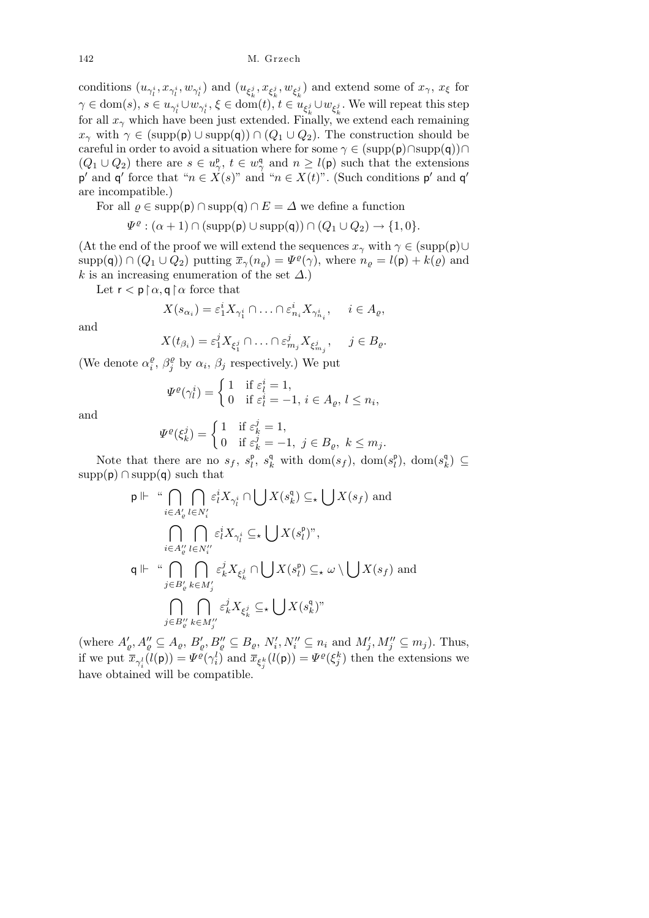conditions $(u_{\gamma^i_l}, x_{\gamma^i_l}, w_{\gamma^i_l})$ and $(u_{\xi^j_k}, x_{\xi^j_k}, w_{\xi^j_k})$ and extend some of $x_\gamma$, $x_\xi$ for $\gamma \in \mathrm{dom}(s)$, $s \in u_{\gamma^i_l} \cup w_{\gamma^i_l}$, $\xi \in \mathrm{dom}(t)$, $t \in u_{\xi^j_k} \cup w_{\xi^j_k}$. We will repeat this step for all $x_\gamma$ which have been just extended. Finally, we extend each remaining $x_\gamma$ with $\gamma \in (\mathrm{supp}(\mathsf{p}) \cup \mathrm{supp}(\mathsf{q})) \cap (Q_1 \cup Q_2)$. The construction should be careful in order to avoid a situation where for some $\gamma \in (\mathrm{supp}(\mathsf{p}) \cap \mathrm{supp}(\mathsf{q})) \cap (Q_1 \cup Q_2)$ there are $s \in u^{\mathsf{p}}_\gamma$, $t \in w^{\mathsf{q}}_\gamma$ and $n \geq l(\mathsf{p})$ such that the extensions $\mathsf{p}'$ and $\mathsf{q}'$ force that "$n \in X(s)$" and "$n \in X(t)$". (Such conditions $\mathsf{p}'$ and $\mathsf{q}'$ are incompatible.)

For all $\varrho \in \mathrm{supp}(\mathsf{p}) \cap \mathrm{supp}(\mathsf{q}) \cap E = \Delta$ we define a function

$$\Psi^\varrho : (\alpha + 1) \cap (\mathrm{supp}(\mathsf{p}) \cup \mathrm{supp}(\mathsf{q})) \cap (Q_1 \cup Q_2) \to \{1, 0\}.$$

(At the end of the proof we will extend the sequences $x_\gamma$ with $\gamma \in (\mathrm{supp}(\mathsf{p}) \cup \mathrm{supp}(\mathsf{q})) \cap (Q_1 \cup Q_2)$ putting $\overline{x}_\gamma(n_\varrho) = \Psi^\varrho(\gamma)$, where $n_\varrho = l(\mathsf{p}) + k(\varrho)$ and $k$ is an increasing enumeration of the set $\Delta$.)

Let $\mathsf{r} < \mathsf{p}\restriction\alpha, \mathsf{q}\restriction\alpha$ force that

$$X(s_{\alpha_i}) = \varepsilon^i_1 X_{\gamma^i_1} \cap \ldots \cap \varepsilon^i_{n_i} X_{\gamma^i_{n_i}}, \quad i \in A_\varrho,$$

and

$$X(t_{\beta_i}) = \varepsilon^j_1 X_{\xi^j_1} \cap \ldots \cap \varepsilon^j_{m_j} X_{\xi^j_{m_j}}, \quad j \in B_\varrho.$$

(We denote $\alpha^\varrho_i$, $\beta^\varrho_j$ by $\alpha_i$, $\beta_j$ respectively.) We put

$$\Psi^\varrho(\gamma^i_l) = \begin{cases} 1 & \text{if } \varepsilon^i_l = 1, \\ 0 & \text{if } \varepsilon^i_l = -1,\ i \in A_\varrho,\ l \leq n_i, \end{cases}$$

and

$$\Psi^\varrho(\xi^j_k) = \begin{cases} 1 & \text{if } \varepsilon^j_k = 1, \\ 0 & \text{if } \varepsilon^j_k = -1,\ j \in B_\varrho,\ k \leq m_j. \end{cases}$$

Note that there are no $s_f$, $s^{\mathsf{p}}_l$, $s^{\mathsf{q}}_k$ with $\mathrm{dom}(s_f)$, $\mathrm{dom}(s^{\mathsf{p}}_l)$, $\mathrm{dom}(s^{\mathsf{q}}_k) \subseteq \mathrm{supp}(\mathsf{p}) \cap \mathrm{supp}(\mathsf{q})$ such that

$$\begin{aligned}
\mathsf{p} \Vdash \text{“} & \bigcap_{i \in A'_\varrho} \bigcap_{l \in N'_i} \varepsilon^i_l X_{\gamma^i_l} \cap \bigcup X(s^{\mathsf{q}}_k) \subseteq_\star \bigcup X(s_f) \text{ and} \\
& \bigcap_{i \in A''_\varrho} \bigcap_{l \in N''_i} \varepsilon^i_l X_{\gamma^i_l} \subseteq_\star \bigcup X(s^{\mathsf{p}}_l)\text{”}, \\
\mathsf{q} \Vdash \text{“} & \bigcap_{j \in B'_\varrho} \bigcap_{k \in M'_j} \varepsilon^j_k X_{\xi^j_k} \cap \bigcup X(s^{\mathsf{p}}_l) \subseteq_\star \omega \setminus \bigcup X(s_f) \text{ and} \\
& \bigcap_{j \in B''_\varrho} \bigcap_{k \in M''_j} \varepsilon^j_k X_{\xi^j_k} \subseteq_\star \bigcup X(s^{\mathsf{q}}_k)\text{”}
\end{aligned}$$

(where $A'_\varrho, A''_\varrho \subseteq A_\varrho$, $B'_\varrho, B''_\varrho \subseteq B_\varrho$, $N'_i, N''_i \subseteq n_i$ and $M'_j, M''_j \subseteq m_j$). Thus, if we put $\overline{x}_{\gamma^l_i}(l(\mathsf{p})) = \Psi^\varrho(\gamma^l_i)$ and $\overline{x}_{\xi^k_j}(l(\mathsf{p})) = \Psi^\varrho(\xi^k_j)$ then the extensions we have obtained will be compatible.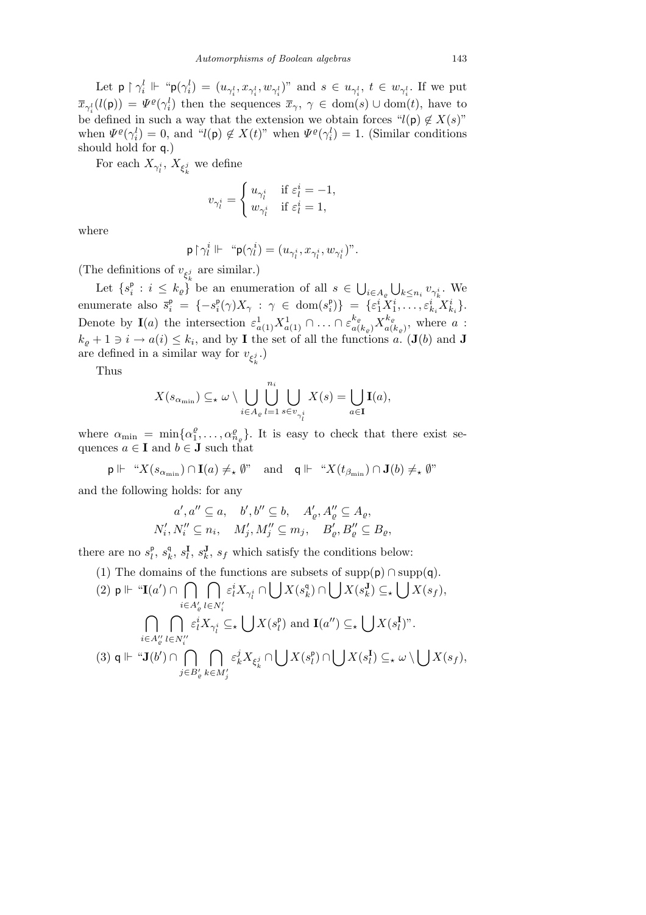Let $\mathsf{p}\restriction\gamma_i^l \Vdash$ "$\mathsf{p}(\gamma_i^l) = (u_{\gamma_i^l}, x_{\gamma_i^l}, w_{\gamma_i^l})$" and $s \in u_{\gamma_i^l}$, $t \in w_{\gamma_i^l}$. If we put $\overline{x}_{\gamma_i^l}(l(\mathsf{p})) = \Psi^\varrho(\gamma_i^l)$ then the sequences $\overline{x}_\gamma$, $\gamma \in \operatorname{dom}(s) \cup \operatorname{dom}(t)$, have to be defined in such a way that the extension we obtain forces "$l(\mathsf{p}) \notin X(s)$" when $\Psi^\varrho(\gamma_i^l) = 0$, and "$l(\mathsf{p}) \notin X(t)$" when $\Psi^\varrho(\gamma_i^l) = 1$. (Similar conditions should hold for $\mathsf{q}$.)

For each $X_{\gamma_l^i}$, $X_{\xi_k^j}$ we define

$$v_{\gamma_l^i} = \begin{cases} u_{\gamma_l^i} & \text{if } \varepsilon_l^i = -1, \\ w_{\gamma_l^i} & \text{if } \varepsilon_l^i = 1, \end{cases}$$

where

$$\mathsf{p}\restriction\gamma_l^i \Vdash \text{ "}\mathsf{p}(\gamma_l^i) = (u_{\gamma_l^i}, x_{\gamma_l^i}, w_{\gamma_l^i})\text{"}.$$

(The definitions of $v_{\xi_k^j}$ are similar.)

Let $\{s_i^{\mathsf{p}} : i \le k_\varrho\}$ be an enumeration of all $s \in \bigcup_{i\in A_\varrho} \bigcup_{k\le n_i} v_{\gamma_k^i}$. We enumerate also $\overline{s}_i^{\mathsf{p}} = \{-s_i^{\mathsf{p}}(\gamma)X_\gamma : \gamma \in \operatorname{dom}(s_i^{\mathsf{p}})\} = \{\varepsilon_1^i X_1^i, \ldots, \varepsilon_{k_i}^i X_{k_i}^i\}$. Denote by $\mathbf{I}(a)$ the intersection $\varepsilon_{a(1)}^1 X_{a(1)}^1 \cap \ldots \cap \varepsilon_{a(k_\varrho)}^{k_\varrho} X_{a(k_\varrho)}^{k_\varrho}$, where $a : k_\varrho + 1 \ni i \to a(i) \le k_i$, and by $\mathbf{I}$ the set of all the functions $a$. ($\mathbf{J}(b)$ and $\mathbf{J}$ are defined in a similar way for $v_{\xi_k^j}$.)

Thus

$$X(s_{\alpha_{\min}}) \subseteq_\star \omega \setminus \bigcup_{i\in A_\varrho} \bigcup_{l=1}^{n_i} \bigcup_{s\in v_{\gamma_l^i}} X(s) = \bigcup_{a\in\mathbf{I}} \mathbf{I}(a),$$

where $\alpha_{\min} = \min\{\alpha_1^\varrho, \ldots, \alpha_{n_\varrho}^\varrho\}$. It is easy to check that there exist sequences $a \in \mathbf{I}$ and $b \in \mathbf{J}$ such that

$$\mathsf{p} \Vdash \text{ "}X(s_{\alpha_{\min}}) \cap \mathbf{I}(a) \neq_\star \emptyset\text{"} \quad \text{and} \quad \mathsf{q} \Vdash \text{ "}X(t_{\beta_{\min}}) \cap \mathbf{J}(b) \neq_\star \emptyset\text{"}$$

and the following holds: for any

$$a', a'' \subseteq a, \quad b', b'' \subseteq b, \quad A_\varrho', A_\varrho'' \subseteq A_\varrho,$$
$$N_i', N_i'' \subseteq n_i, \quad M_j', M_j'' \subseteq m_j, \quad B_\varrho', B_\varrho'' \subseteq B_\varrho,$$

there are no $s_l^{\mathsf{p}}$, $s_k^{\mathsf{q}}$, $s_l^{\mathbf{I}}$, $s_k^{\mathbf{J}}$, $s_f$ which satisfy the conditions below:

(1) The domains of the functions are subsets of $\operatorname{supp}(\mathsf{p}) \cap \operatorname{supp}(\mathsf{q})$.

(2) $\mathsf{p} \Vdash$ "$\mathbf{I}(a') \cap \bigcap_{i\in A_\varrho'} \bigcap_{l\in N_i'} \varepsilon_l^i X_{\gamma_l^i} \cap \bigcup X(s_k^{\mathsf{q}}) \cap \bigcup X(s_k^{\mathbf{J}}) \subseteq_\star \bigcup X(s_f)$,

$$\bigcap_{i\in A_\varrho''} \bigcap_{l\in N_i''} \varepsilon_l^i X_{\gamma_l^i} \subseteq_\star \bigcup X(s_l^{\mathsf{p}}) \text{ and } \mathbf{I}(a'') \subseteq_\star \bigcup X(s_l^{\mathbf{I}})\text{"}.$$

(3) $\mathsf{q} \Vdash$ "$\mathbf{J}(b') \cap \bigcap_{j\in B_\varrho'} \bigcap_{k\in M_j'} \varepsilon_k^j X_{\xi_k^j} \cap \bigcup X(s_l^{\mathsf{p}}) \cap \bigcup X(s_l^{\mathbf{I}}) \subseteq_\star \omega \setminus \bigcup X(s_f)$,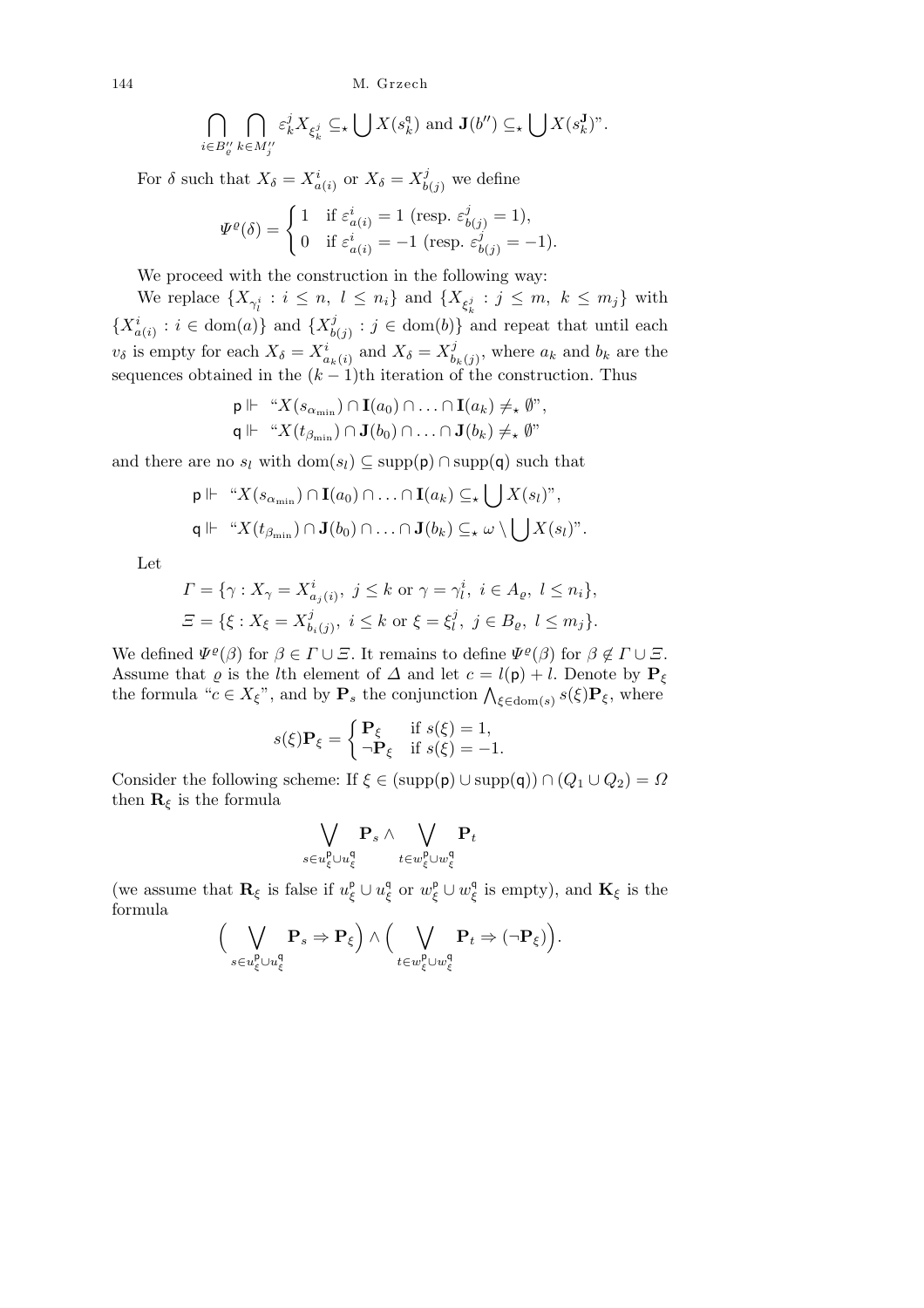$$\bigcap_{i\in B''_\varrho}\bigcap_{k\in M''_j}\varepsilon^j_k X_{\xi^j_k} \subseteq_\star \bigcup X(s^{\mathsf{q}}_k) \text{ and } \mathbf{J}(b'') \subseteq_\star \bigcup X(s^{\mathbf{J}}_k)\text{''}.$$

For $\delta$ such that $X_\delta = X^i_{a(i)}$ or $X_\delta = X^j_{b(j)}$ we define

$$\Psi^\varrho(\delta) = \begin{cases} 1 & \text{if } \varepsilon^i_{a(i)} = 1 \text{ (resp. } \varepsilon^j_{b(j)} = 1),\\ 0 & \text{if } \varepsilon^i_{a(i)} = -1 \text{ (resp. } \varepsilon^j_{b(j)} = -1).\end{cases}$$

We proceed with the construction in the following way:

We replace $\{X_{\gamma^i_l} : i \le n,\ l \le n_i\}$ and $\{X_{\xi^j_k} : j \le m,\ k \le m_j\}$ with $\{X^i_{a(i)} : i \in \mathrm{dom}(a)\}$ and $\{X^j_{b(j)} : j \in \mathrm{dom}(b)\}$ and repeat that until each $v_\delta$ is empty for each $X_\delta = X^i_{a_k(i)}$ and $X_\delta = X^j_{b_k(j)}$, where $a_k$ and $b_k$ are the sequences obtained in the $(k-1)$th iteration of the construction. Thus

$$\mathsf{p} \Vdash \text{“}X(s_{\alpha_{\min}}) \cap \mathbf{I}(a_0) \cap \ldots \cap \mathbf{I}(a_k) \ne_\star \emptyset\text{”},$$
$$\mathsf{q} \Vdash \text{“}X(t_{\beta_{\min}}) \cap \mathbf{J}(b_0) \cap \ldots \cap \mathbf{J}(b_k) \ne_\star \emptyset\text{”}$$

and there are no $s_l$ with $\mathrm{dom}(s_l) \subseteq \mathrm{supp}(\mathsf{p}) \cap \mathrm{supp}(\mathsf{q})$ such that

$$\mathsf{p} \Vdash \text{“}X(s_{\alpha_{\min}}) \cap \mathbf{I}(a_0) \cap \ldots \cap \mathbf{I}(a_k) \subseteq_\star \bigcup X(s_l)\text{”},$$
$$\mathsf{q} \Vdash \text{“}X(t_{\beta_{\min}}) \cap \mathbf{J}(b_0) \cap \ldots \cap \mathbf{J}(b_k) \subseteq_\star \omega \setminus \bigcup X(s_l)\text{”}.$$

Let

$$\Gamma = \{\gamma : X_\gamma = X^i_{a_j(i)},\ j \le k \text{ or } \gamma = \gamma^i_l,\ i \in A_\varrho,\ l \le n_i\},$$
$$\Xi = \{\xi : X_\xi = X^j_{b_i(j)},\ i \le k \text{ or } \xi = \xi^j_l,\ j \in B_\varrho,\ l \le m_j\}.$$

We defined $\Psi^\varrho(\beta)$ for $\beta \in \Gamma \cup \Xi$. It remains to define $\Psi^\varrho(\beta)$ for $\beta \notin \Gamma \cup \Xi$. Assume that $\varrho$ is the $l$th element of $\Delta$ and let $c = l(\mathsf{p}) + l$. Denote by $\mathbf{P}_\xi$ the formula “$c \in X_\xi$”, and by $\mathbf{P}_s$ the conjunction $\bigwedge_{\xi\in\mathrm{dom}(s)} s(\xi)\mathbf{P}_\xi$, where

$$s(\xi)\mathbf{P}_\xi = \begin{cases} \mathbf{P}_\xi & \text{if } s(\xi) = 1,\\ \neg\mathbf{P}_\xi & \text{if } s(\xi) = -1.\end{cases}$$

Consider the following scheme: If $\xi \in (\mathrm{supp}(\mathsf{p}) \cup \mathrm{supp}(\mathsf{q})) \cap (Q_1 \cup Q_2) = \Omega$ then $\mathbf{R}_\xi$ is the formula

$$\bigvee_{s\in u^{\mathsf{p}}_\xi \cup u^{\mathsf{q}}_\xi} \mathbf{P}_s \wedge \bigvee_{t\in w^{\mathsf{p}}_\xi \cup w^{\mathsf{q}}_\xi} \mathbf{P}_t$$

(we assume that $\mathbf{R}_\xi$ is false if $u^{\mathsf{p}}_\xi \cup u^{\mathsf{q}}_\xi$ or $w^{\mathsf{p}}_\xi \cup w^{\mathsf{q}}_\xi$ is empty), and $\mathbf{K}_\xi$ is the formula

$$\Big(\bigvee_{s\in u^{\mathsf{p}}_\xi \cup u^{\mathsf{q}}_\xi} \mathbf{P}_s \Rightarrow \mathbf{P}_\xi\Big) \wedge \Big(\bigvee_{t\in w^{\mathsf{p}}_\xi \cup w^{\mathsf{q}}_\xi} \mathbf{P}_t \Rightarrow (\neg\mathbf{P}_\xi)\Big).$$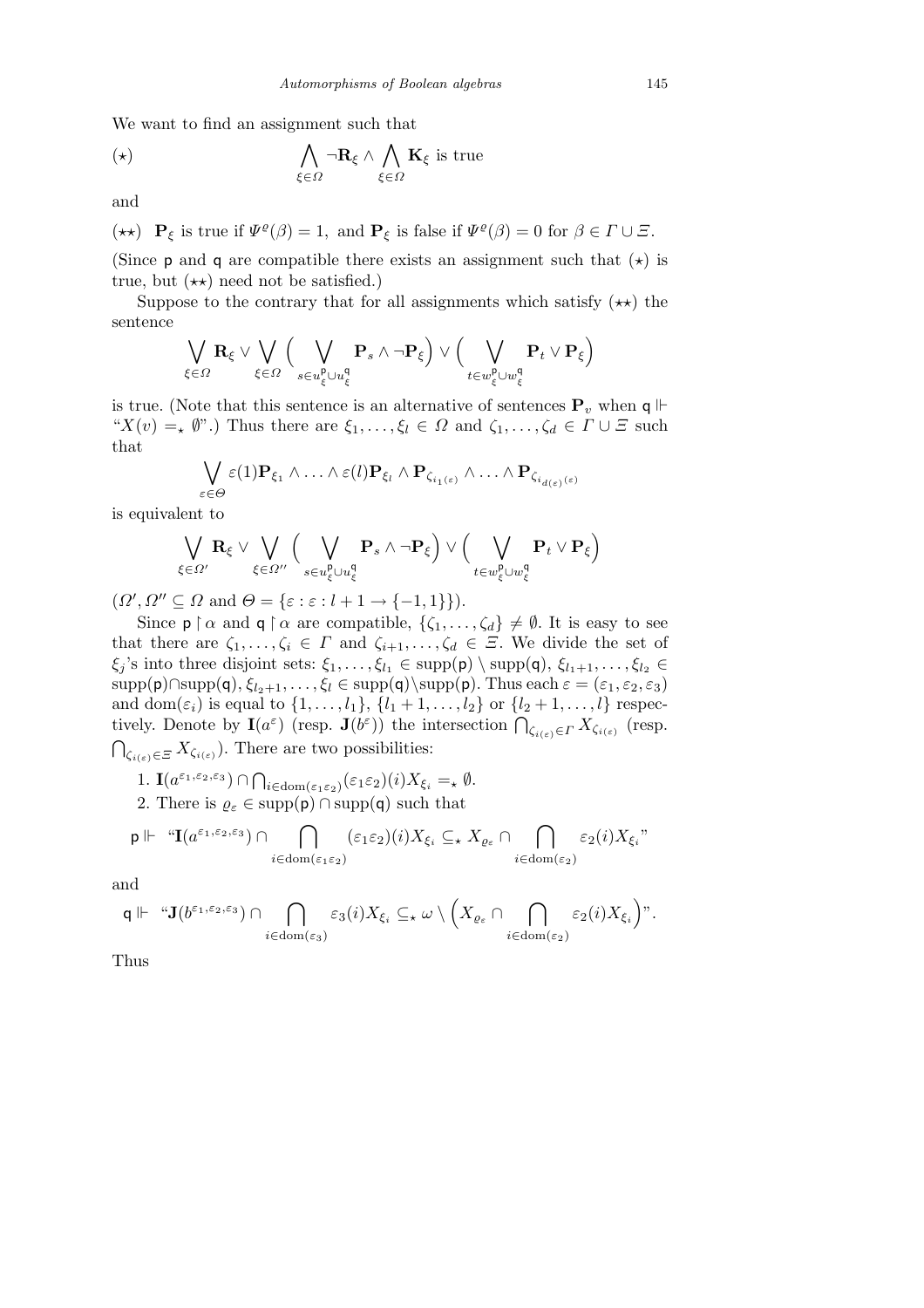We want to find an assignment such that

$$(\star) \qquad \bigwedge_{\xi\in\Omega} \neg\mathbf{R}_\xi \wedge \bigwedge_{\xi\in\Omega} \mathbf{K}_\xi \text{ is true}$$

and

$(\star\star)$ $\mathbf{P}_\xi$ is true if $\Psi^\varrho(\beta) = 1$, and $\mathbf{P}_\xi$ is false if $\Psi^\varrho(\beta) = 0$ for $\beta \in \Gamma \cup \Xi$.

(Since $\mathsf{p}$ and $\mathsf{q}$ are compatible there exists an assignment such that $(\star)$ is true, but $(\star\star)$ need not be satisfied.)

Suppose to the contrary that for all assignments which satisfy $(\star\star)$ the sentence

$$\bigvee_{\xi\in\Omega} \mathbf{R}_\xi \vee \bigvee_{\xi\in\Omega} \Big( \bigvee_{s\in u^{\mathsf{p}}_\xi \cup u^{\mathsf{q}}_\xi} \mathbf{P}_s \wedge \neg\mathbf{P}_\xi \Big) \vee \Big( \bigvee_{t\in w^{\mathsf{p}}_\xi \cup w^{\mathsf{q}}_\xi} \mathbf{P}_t \vee \mathbf{P}_\xi \Big)$$

is true. (Note that this sentence is an alternative of sentences $\mathbf{P}_v$ when $\mathsf{q} \Vdash$ "$X(v) =_\star \emptyset$".) Thus there are $\xi_1, \ldots, \xi_l \in \Omega$ and $\zeta_1, \ldots, \zeta_d \in \Gamma \cup \Xi$ such that

$$\bigvee_{\varepsilon\in\Theta} \varepsilon(1)\mathbf{P}_{\xi_1} \wedge \ldots \wedge \varepsilon(l)\mathbf{P}_{\xi_l} \wedge \mathbf{P}_{\zeta_{i_1(\varepsilon)}} \wedge \ldots \wedge \mathbf{P}_{\zeta_{i_{d(\varepsilon)}(\varepsilon)}}$$

is equivalent to

$$\bigvee_{\xi\in\Omega'} \mathbf{R}_\xi \vee \bigvee_{\xi\in\Omega''} \Big( \bigvee_{s\in u^{\mathsf{p}}_\xi \cup u^{\mathsf{q}}_\xi} \mathbf{P}_s \wedge \neg\mathbf{P}_\xi \Big) \vee \Big( \bigvee_{t\in w^{\mathsf{p}}_\xi \cup w^{\mathsf{q}}_\xi} \mathbf{P}_t \vee \mathbf{P}_\xi \Big)$$

($\Omega', \Omega'' \subseteq \Omega$ and $\Theta = \{\varepsilon : \varepsilon : l+1 \to \{-1, 1\}\}$).

Since $\mathsf{p}\restriction\alpha$ and $\mathsf{q}\restriction\alpha$ are compatible, $\{\zeta_1, \ldots, \zeta_d\} \neq \emptyset$. It is easy to see that there are $\zeta_1, \ldots, \zeta_i \in \Gamma$ and $\zeta_{i+1}, \ldots, \zeta_d \in \Xi$. We divide the set of $\xi_j$'s into three disjoint sets: $\xi_1, \ldots, \xi_{l_1} \in \operatorname{supp}(\mathsf{p}) \setminus \operatorname{supp}(\mathsf{q})$, $\xi_{l_1+1}, \ldots, \xi_{l_2} \in \operatorname{supp}(\mathsf{p}) \cap \operatorname{supp}(\mathsf{q})$, $\xi_{l_2+1}, \ldots, \xi_l \in \operatorname{supp}(\mathsf{q}) \setminus \operatorname{supp}(\mathsf{p})$. Thus each $\varepsilon = (\varepsilon_1, \varepsilon_2, \varepsilon_3)$ and $\operatorname{dom}(\varepsilon_i)$ is equal to $\{1, \ldots, l_1\}$, $\{l_1+1, \ldots, l_2\}$ or $\{l_2+1, \ldots, l\}$ respectively. Denote by $\mathbf{I}(a^\varepsilon)$ (resp. $\mathbf{J}(b^\varepsilon)$) the intersection $\bigcap_{\zeta_{i(\varepsilon)}\in\Gamma} X_{\zeta_{i(\varepsilon)}}$ (resp. $\bigcap_{\zeta_{i(\varepsilon)}\in\Xi} X_{\zeta_{i(\varepsilon)}}$). There are two possibilities:

1. $\mathbf{I}(a^{\varepsilon_1,\varepsilon_2,\varepsilon_3}) \cap \bigcap_{i\in\operatorname{dom}(\varepsilon_1\varepsilon_2)} (\varepsilon_1\varepsilon_2)(i) X_{\xi_i} =_\star \emptyset$.
2. There is $\varrho_\varepsilon \in \operatorname{supp}(\mathsf{p}) \cap \operatorname{supp}(\mathsf{q})$ such that

$$\mathsf{p} \Vdash \text{ "}\mathbf{I}(a^{\varepsilon_1,\varepsilon_2,\varepsilon_3}) \cap \bigcap_{i\in\operatorname{dom}(\varepsilon_1\varepsilon_2)} (\varepsilon_1\varepsilon_2)(i) X_{\xi_i} \subseteq_\star X_{\varrho_\varepsilon} \cap \bigcap_{i\in\operatorname{dom}(\varepsilon_2)} \varepsilon_2(i) X_{\xi_i}\text{"}$$

and

$$\mathsf{q} \Vdash \text{ "}\mathbf{J}(b^{\varepsilon_1,\varepsilon_2,\varepsilon_3}) \cap \bigcap_{i\in\operatorname{dom}(\varepsilon_3)} \varepsilon_3(i) X_{\xi_i} \subseteq_\star \omega \setminus \Big( X_{\varrho_\varepsilon} \cap \bigcap_{i\in\operatorname{dom}(\varepsilon_2)} \varepsilon_2(i) X_{\xi_i} \Big)\text{"}.$$

Thus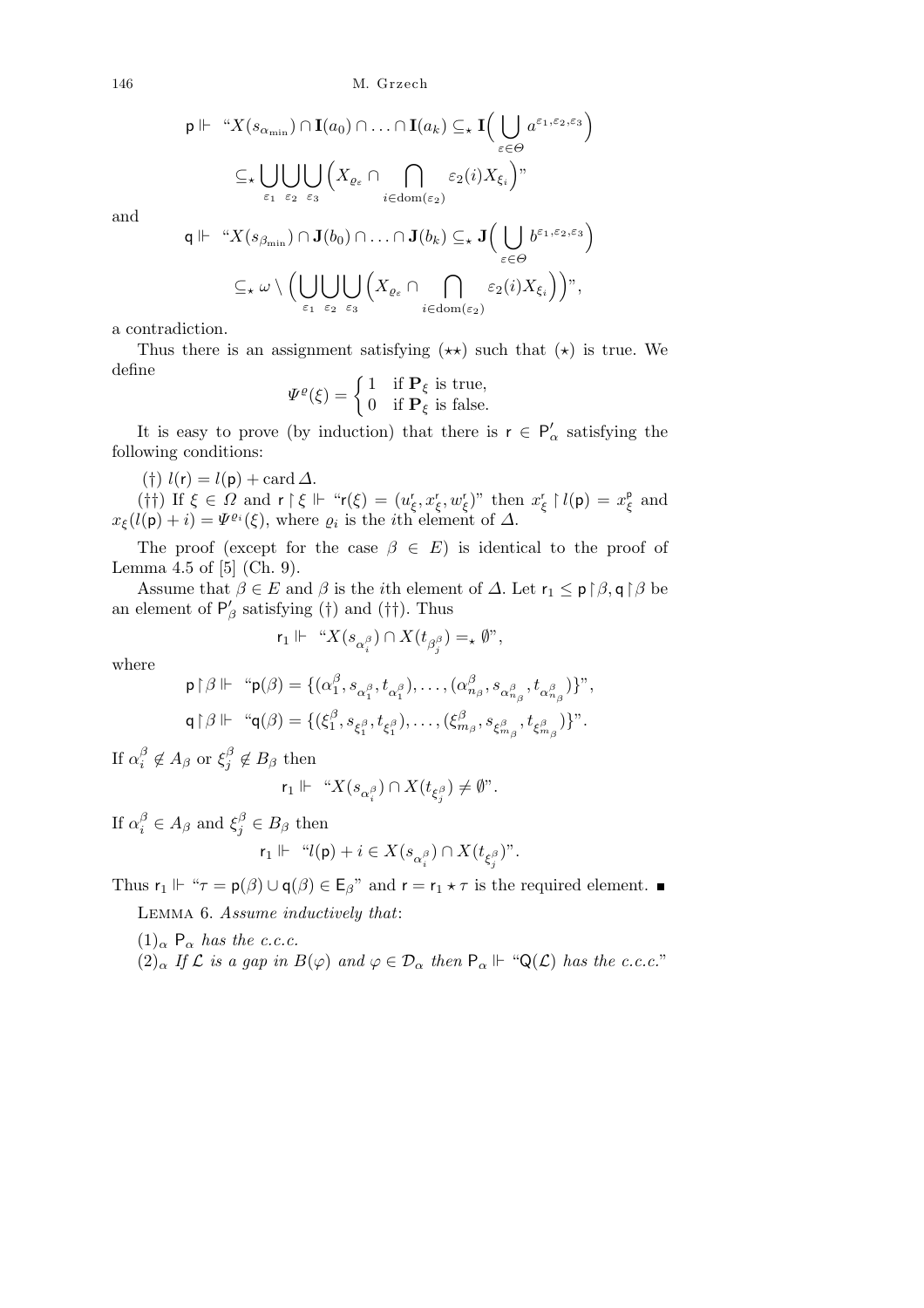$$\mathsf{p} \Vdash \text{“}X(s_{\alpha_{\min}}) \cap \mathbf{I}(a_0) \cap \ldots \cap \mathbf{I}(a_k) \subseteq_\star \mathbf{I}\Big(\bigcup_{\varepsilon\in\Theta} a^{\varepsilon_1,\varepsilon_2,\varepsilon_3}\Big)$$
$$\subseteq_\star \bigcup_{\varepsilon_1}\bigcup_{\varepsilon_2}\bigcup_{\varepsilon_3}\Big(X_{\varrho_\varepsilon} \cap \bigcap_{i\in\mathrm{dom}(\varepsilon_2)} \varepsilon_2(i)X_{\xi_i}\Big)\text{”}$$

and

$$\mathsf{q} \Vdash \text{“}X(s_{\beta_{\min}}) \cap \mathbf{J}(b_0) \cap \ldots \cap \mathbf{J}(b_k) \subseteq_\star \mathbf{J}\Big(\bigcup_{\varepsilon\in\Theta} b^{\varepsilon_1,\varepsilon_2,\varepsilon_3}\Big)$$
$$\subseteq_\star \omega \setminus \Big(\bigcup_{\varepsilon_1}\bigcup_{\varepsilon_2}\bigcup_{\varepsilon_3}\Big(X_{\varrho_\varepsilon} \cap \bigcap_{i\in\mathrm{dom}(\varepsilon_2)} \varepsilon_2(i)X_{\xi_i}\Big)\Big)\text{”},$$

a contradiction.

Thus there is an assignment satisfying $(\star\star)$ such that $(\star)$ is true. We define

$$\Psi^{\varrho}(\xi) = \begin{cases} 1 & \text{if } \mathbf{P}_\xi \text{ is true,} \\ 0 & \text{if } \mathbf{P}_\xi \text{ is false.} \end{cases}$$

It is easy to prove (by induction) that there is $\mathsf{r} \in \mathsf{P}'_\alpha$ satisfying the following conditions:

(†) $l(\mathsf{r}) = l(\mathsf{p}) + \operatorname{card}\Delta$.

(††) If $\xi \in \Omega$ and $\mathsf{r}\restriction\xi \Vdash$ “$\mathsf{r}(\xi) = (u^{\mathsf{r}}_\xi, x^{\mathsf{r}}_\xi, w^{\mathsf{r}}_\xi)$” then $x^{\mathsf{r}}_\xi \restriction l(\mathsf{p}) = x^{\mathsf{p}}_\xi$ and $x_\xi(l(\mathsf{p}) + i) = \Psi^{\varrho_i}(\xi)$, where $\varrho_i$ is the $i$th element of $\Delta$.

The proof (except for the case $\beta \in E$) is identical to the proof of Lemma 4.5 of [5] (Ch. 9).

Assume that $\beta \in E$ and $\beta$ is the $i$th element of $\Delta$. Let $\mathsf{r}_1 \le \mathsf{p}\restriction\beta, \mathsf{q}\restriction\beta$ be an element of $\mathsf{P}'_\beta$ satisfying (†) and (††). Thus

$$\mathsf{r}_1 \Vdash \text{“}X(s_{\alpha^\beta_i}) \cap X(t_{\beta^\beta_j}) =_\star \emptyset\text{”},$$

where

$$\mathsf{p}\restriction\beta \Vdash \text{“}\mathsf{p}(\beta) = \{(\alpha^\beta_1, s_{\alpha^\beta_1}, t_{\alpha^\beta_1}), \ldots, (\alpha^\beta_{n_\beta}, s_{\alpha^\beta_{n_\beta}}, t_{\alpha^\beta_{n_\beta}})\}\text{”},$$
$$\mathsf{q}\restriction\beta \Vdash \text{“}\mathsf{q}(\beta) = \{(\xi^\beta_1, s_{\xi^\beta_1}, t_{\xi^\beta_1}), \ldots, (\xi^\beta_{m_\beta}, s_{\xi^\beta_{m_\beta}}, t_{\xi^\beta_{m_\beta}})\}\text{”}.$$

If $\alpha^\beta_i \notin A_\beta$ or $\xi^\beta_j \notin B_\beta$ then

$$\mathsf{r}_1 \Vdash \text{“}X(s_{\alpha^\beta_i}) \cap X(t_{\xi^\beta_j}) \neq \emptyset\text{”}.$$

If $\alpha^\beta_i \in A_\beta$ and $\xi^\beta_j \in B_\beta$ then

$$\mathsf{r}_1 \Vdash \text{“}l(\mathsf{p}) + i \in X(s_{\alpha^\beta_i}) \cap X(t_{\xi^\beta_j})\text{”}.$$

Thus $\mathsf{r}_1 \Vdash$ “$\tau = \mathsf{p}(\beta) \cup \mathsf{q}(\beta) \in \mathsf{E}_\beta$” and $\mathsf{r} = \mathsf{r}_1 \star \tau$ is the required element. ■

Lemma 6. *Assume inductively that*:

$(1)_\alpha$ $\mathsf{P}_\alpha$ *has the c.c.c.*

$(2)_\alpha$ *If $\mathcal{L}$ is a gap in $B(\varphi)$ and $\varphi \in \mathcal{D}_\alpha$ then $\mathsf{P}_\alpha \Vdash$ “$\mathsf{Q}(\mathcal{L})$ has the c.c.c.”*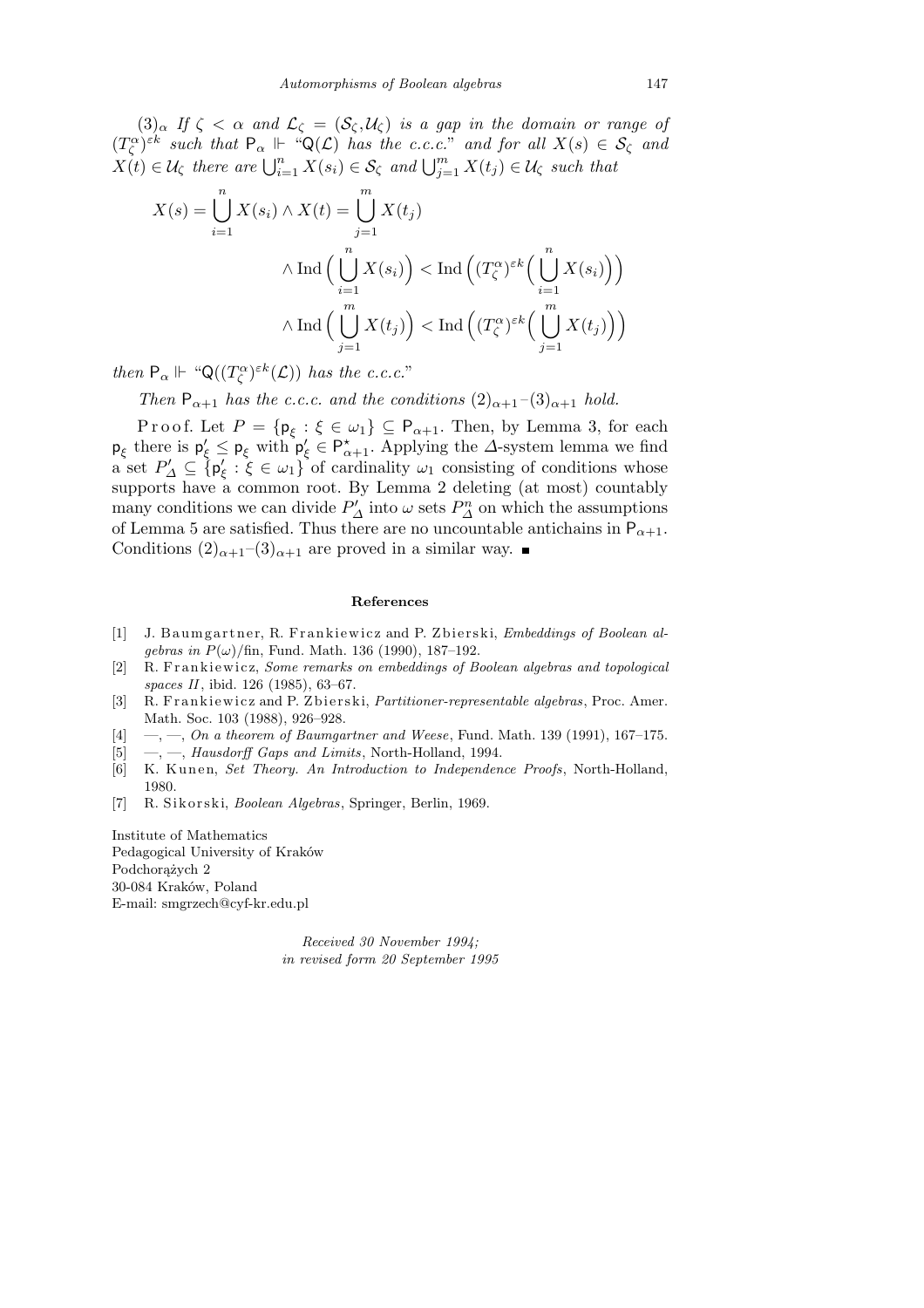$(3)_\alpha$ *If* $\zeta < \alpha$ *and* $\mathcal{L}_\zeta = (\mathcal{S}_\zeta, \mathcal{U}_\zeta)$ *is a gap in the domain or range of* $(T^\alpha_\zeta)^{\varepsilon k}$ *such that* $\mathsf{P}_\alpha \Vdash$ "$\mathsf{Q}(\mathcal{L})$ *has the c.c.c.*" *and for all* $X(s) \in \mathcal{S}_\zeta$ *and* $X(t) \in \mathcal{U}_\zeta$ *there are* $\bigcup_{i=1}^n X(s_i) \in \mathcal{S}_\zeta$ *and* $\bigcup_{j=1}^m X(t_j) \in \mathcal{U}_\zeta$ *such that*

$$X(s) = \bigcup_{i=1}^n X(s_i) \wedge X(t) = \bigcup_{j=1}^m X(t_j)$$

$$\wedge \operatorname{Ind}\Big(\bigcup_{i=1}^n X(s_i)\Big) < \operatorname{Ind}\Big((T^\alpha_\zeta)^{\varepsilon k}\Big(\bigcup_{i=1}^n X(s_i)\Big)\Big)$$

$$\wedge \operatorname{Ind}\Big(\bigcup_{j=1}^m X(t_j)\Big) < \operatorname{Ind}\Big((T^\alpha_\zeta)^{\varepsilon k}\Big(\bigcup_{j=1}^m X(t_j)\Big)\Big)$$

*then* $\mathsf{P}_\alpha \Vdash$ "$\mathsf{Q}((T^\alpha_\zeta)^{\varepsilon k}(\mathcal{L}))$ *has the c.c.c.*"

*Then* $\mathsf{P}_{\alpha+1}$ *has the c.c.c. and the conditions* $(2)_{\alpha+1}$–$(3)_{\alpha+1}$ *hold.*

Proof. Let $P = \{\mathsf{p}_\xi : \xi \in \omega_1\} \subseteq \mathsf{P}_{\alpha+1}$. Then, by Lemma 3, for each $\mathsf{p}_\xi$ there is $\mathsf{p}'_\xi \le \mathsf{p}_\xi$ with $\mathsf{p}'_\xi \in \mathsf{P}^\star_{\alpha+1}$. Applying the $\Delta$-system lemma we find a set $P'_\Delta \subseteq \{\mathsf{p}'_\xi : \xi \in \omega_1\}$ of cardinality $\omega_1$ consisting of conditions whose supports have a common root. By Lemma 2 deleting (at most) countably many conditions we can divide $P'_\Delta$ into $\omega$ sets $P^n_\Delta$ on which the assumptions of Lemma 5 are satisfied. Thus there are no uncountable antichains in $\mathsf{P}_{\alpha+1}$. Conditions $(2)_{\alpha+1}$–$(3)_{\alpha+1}$ are proved in a similar way. ∎

## References

[1] J. Baumgartner, R. Frankiewicz and P. Zbierski, *Embeddings of Boolean algebras in* $P(\omega)$/fin, Fund. Math. 136 (1990), 187–192.

[2] R. Frankiewicz, *Some remarks on embeddings of Boolean algebras and topological spaces II*, ibid. 126 (1985), 63–67.

[3] R. Frankiewicz and P. Zbierski, *Partitioner-representable algebras*, Proc. Amer. Math. Soc. 103 (1988), 926–928.

[4] —, —, *On a theorem of Baumgartner and Weese*, Fund. Math. 139 (1991), 167–175.

[5] —, —, *Hausdorff Gaps and Limits*, North-Holland, 1994.

[6] K. Kunen, *Set Theory. An Introduction to Independence Proofs*, North-Holland, 1980.

[7] R. Sikorski, *Boolean Algebras*, Springer, Berlin, 1969.

Institute of Mathematics
Pedagogical University of Kraków
Podchorążych 2
30-084 Kraków, Poland
E-mail: smgrzech@cyf-kr.edu.pl

*Received 30 November 1994;*
*in revised form 20 September 1995*